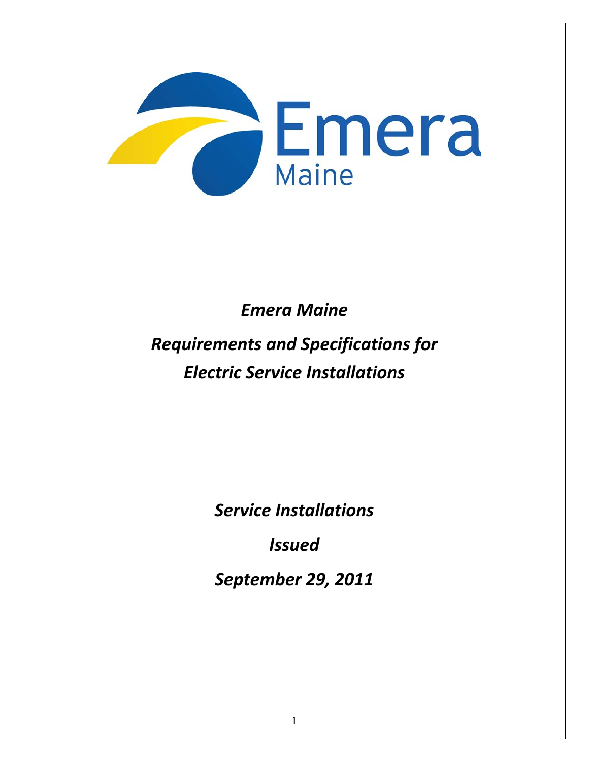Emera Maine

# *Emera Maine*

## *Requirements and Specifications for Electric Service Installations*

***Service Installations***

***Issued***

***September 29, 2011***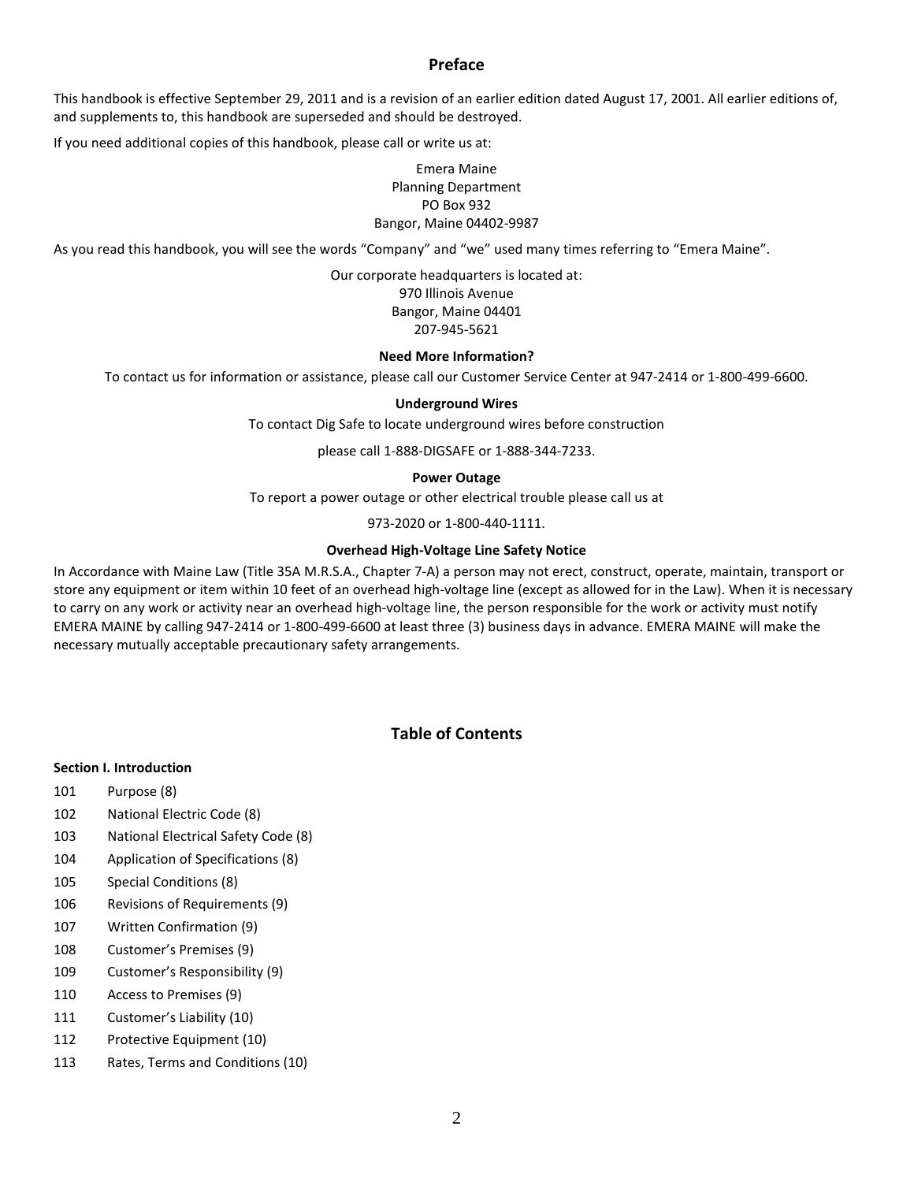## Preface

This handbook is effective September 29, 2011 and is a revision of an earlier edition dated August 17, 2001. All earlier editions of, and supplements to, this handbook are superseded and should be destroyed.

If you need additional copies of this handbook, please call or write us at:

Emera Maine
Planning Department
PO Box 932
Bangor, Maine 04402-9987

As you read this handbook, you will see the words "Company" and "we" used many times referring to "Emera Maine".

Our corporate headquarters is located at:
970 Illinois Avenue
Bangor, Maine 04401
207-945-5621

**Need More Information?**

To contact us for information or assistance, please call our Customer Service Center at 947-2414 or 1-800-499-6600.

**Underground Wires**

To contact Dig Safe to locate underground wires before construction

please call 1-888-DIGSAFE or 1-888-344-7233.

**Power Outage**

To report a power outage or other electrical trouble please call us at

973-2020 or 1-800-440-1111.

**Overhead High-Voltage Line Safety Notice**

In Accordance with Maine Law (Title 35A M.R.S.A., Chapter 7-A) a person may not erect, construct, operate, maintain, transport or store any equipment or item within 10 feet of an overhead high-voltage line (except as allowed for in the Law). When it is necessary to carry on any work or activity near an overhead high-voltage line, the person responsible for the work or activity must notify EMERA MAINE by calling 947-2414 or 1-800-499-6600 at least three (3) business days in advance. EMERA MAINE will make the necessary mutually acceptable precautionary safety arrangements.

## Table of Contents

**Section I. Introduction**

101 Purpose (8)
102 National Electric Code (8)
103 National Electrical Safety Code (8)
104 Application of Specifications (8)
105 Special Conditions (8)
106 Revisions of Requirements (9)
107 Written Confirmation (9)
108 Customer's Premises (9)
109 Customer's Responsibility (9)
110 Access to Premises (9)
111 Customer's Liability (10)
112 Protective Equipment (10)
113 Rates, Terms and Conditions (10)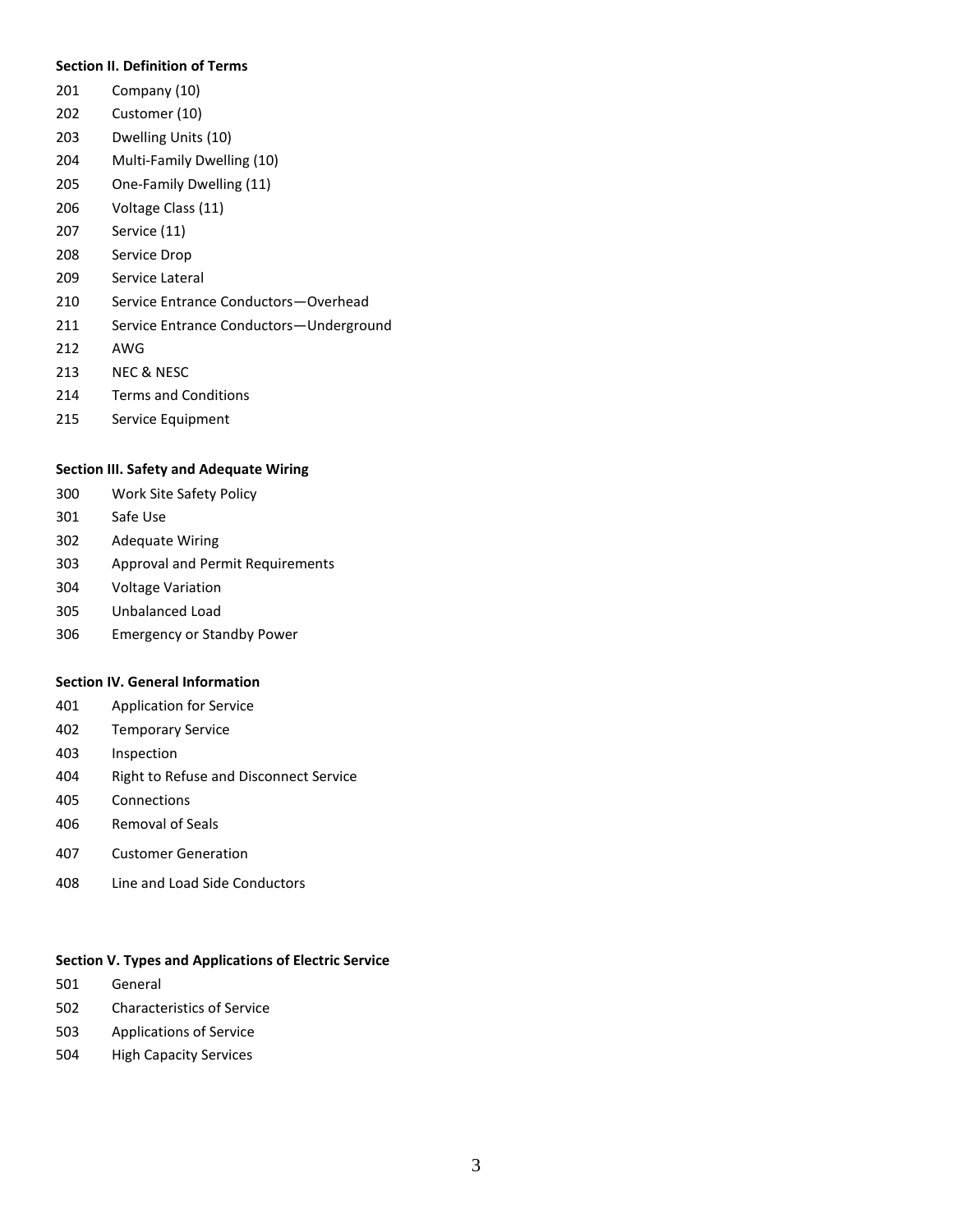**Section II. Definition of Terms**

201 Company (10)

202 Customer (10)

203 Dwelling Units (10)

204 Multi-Family Dwelling (10)

205 One-Family Dwelling (11)

206 Voltage Class (11)

207 Service (11)

208 Service Drop

209 Service Lateral

210 Service Entrance Conductors—Overhead

211 Service Entrance Conductors—Underground

212 AWG

213 NEC & NESC

214 Terms and Conditions

215 Service Equipment

**Section III. Safety and Adequate Wiring**

300 Work Site Safety Policy

301 Safe Use

302 Adequate Wiring

303 Approval and Permit Requirements

304 Voltage Variation

305 Unbalanced Load

306 Emergency or Standby Power

**Section IV. General Information**

401 Application for Service

402 Temporary Service

403 Inspection

404 Right to Refuse and Disconnect Service

405 Connections

406 Removal of Seals

407 Customer Generation

408 Line and Load Side Conductors

**Section V. Types and Applications of Electric Service**

501 General

502 Characteristics of Service

503 Applications of Service

504 High Capacity Services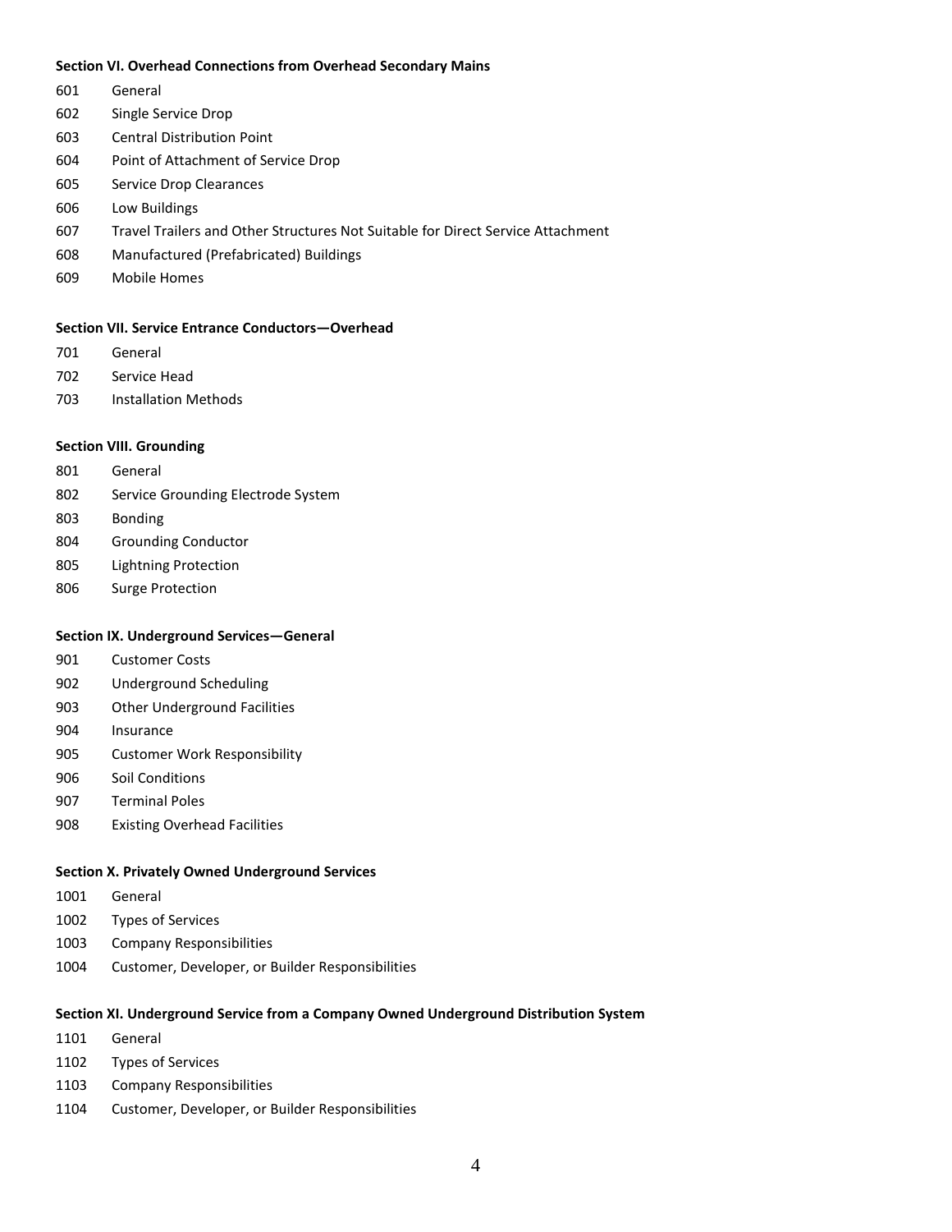**Section VI. Overhead Connections from Overhead Secondary Mains**

601 General

602 Single Service Drop

603 Central Distribution Point

604 Point of Attachment of Service Drop

605 Service Drop Clearances

606 Low Buildings

607 Travel Trailers and Other Structures Not Suitable for Direct Service Attachment

608 Manufactured (Prefabricated) Buildings

609 Mobile Homes

**Section VII. Service Entrance Conductors—Overhead**

701 General

702 Service Head

703 Installation Methods

**Section VIII. Grounding**

801 General

802 Service Grounding Electrode System

803 Bonding

804 Grounding Conductor

805 Lightning Protection

806 Surge Protection

**Section IX. Underground Services—General**

901 Customer Costs

902 Underground Scheduling

903 Other Underground Facilities

904 Insurance

905 Customer Work Responsibility

906 Soil Conditions

907 Terminal Poles

908 Existing Overhead Facilities

**Section X. Privately Owned Underground Services**

1001 General

1002 Types of Services

1003 Company Responsibilities

1004 Customer, Developer, or Builder Responsibilities

**Section XI. Underground Service from a Company Owned Underground Distribution System**

1101 General

1102 Types of Services

1103 Company Responsibilities

1104 Customer, Developer, or Builder Responsibilities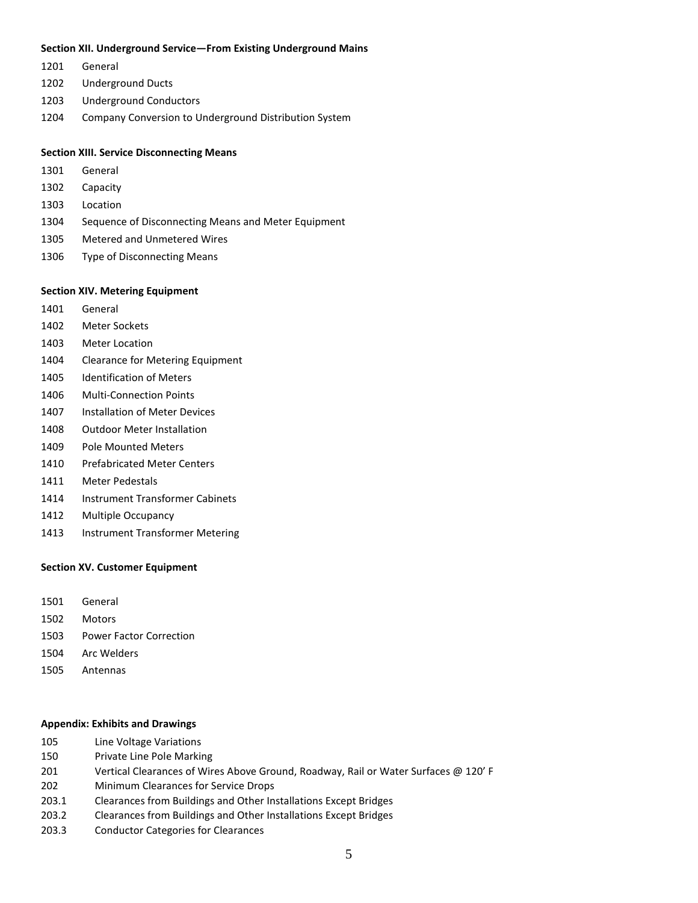**Section XII. Underground Service—From Existing Underground Mains**

1201 General

1202 Underground Ducts

1203 Underground Conductors

1204 Company Conversion to Underground Distribution System

**Section XIII. Service Disconnecting Means**

1301 General

1302 Capacity

1303 Location

1304 Sequence of Disconnecting Means and Meter Equipment

1305 Metered and Unmetered Wires

1306 Type of Disconnecting Means

**Section XIV. Metering Equipment**

1401 General

1402 Meter Sockets

1403 Meter Location

1404 Clearance for Metering Equipment

1405 Identification of Meters

1406 Multi-Connection Points

1407 Installation of Meter Devices

1408 Outdoor Meter Installation

1409 Pole Mounted Meters

1410 Prefabricated Meter Centers

1411 Meter Pedestals

1414 Instrument Transformer Cabinets

1412 Multiple Occupancy

1413 Instrument Transformer Metering

**Section XV. Customer Equipment**

1501 General

1502 Motors

1503 Power Factor Correction

1504 Arc Welders

1505 Antennas

**Appendix: Exhibits and Drawings**

105 Line Voltage Variations

150 Private Line Pole Marking

201 Vertical Clearances of Wires Above Ground, Roadway, Rail or Water Surfaces @ 120' F

202 Minimum Clearances for Service Drops

203.1 Clearances from Buildings and Other Installations Except Bridges

203.2 Clearances from Buildings and Other Installations Except Bridges

203.3 Conductor Categories for Clearances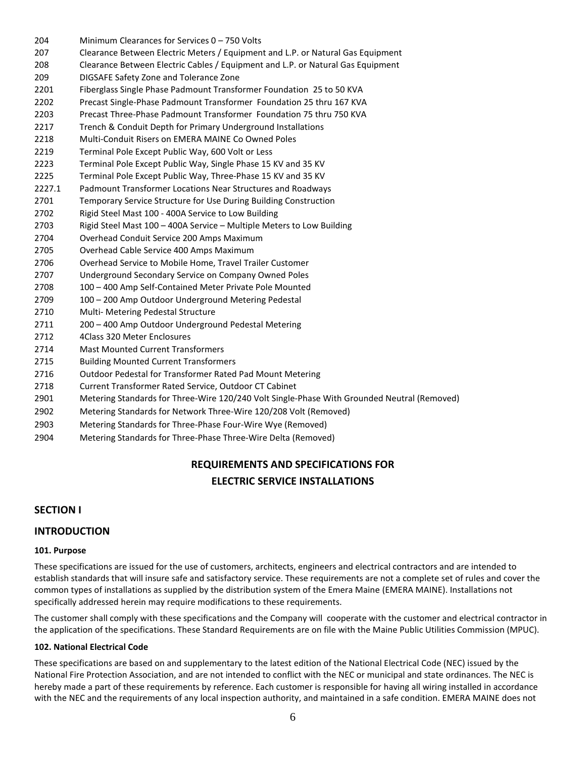| | |
|---|---|
| 204 | Minimum Clearances for Services 0 – 750 Volts |
| 207 | Clearance Between Electric Meters / Equipment and L.P. or Natural Gas Equipment |
| 208 | Clearance Between Electric Cables / Equipment and L.P. or Natural Gas Equipment |
| 209 | DIGSAFE Safety Zone and Tolerance Zone |
| 2201 | Fiberglass Single Phase Padmount Transformer Foundation 25 to 50 KVA |
| 2202 | Precast Single-Phase Padmount Transformer Foundation 25 thru 167 KVA |
| 2203 | Precast Three-Phase Padmount Transformer Foundation 75 thru 750 KVA |
| 2217 | Trench & Conduit Depth for Primary Underground Installations |
| 2218 | Multi-Conduit Risers on EMERA MAINE Co Owned Poles |
| 2219 | Terminal Pole Except Public Way, 600 Volt or Less |
| 2223 | Terminal Pole Except Public Way, Single Phase 15 KV and 35 KV |
| 2225 | Terminal Pole Except Public Way, Three-Phase 15 KV and 35 KV |
| 2227.1 | Padmount Transformer Locations Near Structures and Roadways |
| 2701 | Temporary Service Structure for Use During Building Construction |
| 2702 | Rigid Steel Mast 100 - 400A Service to Low Building |
| 2703 | Rigid Steel Mast 100 – 400A Service – Multiple Meters to Low Building |
| 2704 | Overhead Conduit Service 200 Amps Maximum |
| 2705 | Overhead Cable Service 400 Amps Maximum |
| 2706 | Overhead Service to Mobile Home, Travel Trailer Customer |
| 2707 | Underground Secondary Service on Company Owned Poles |
| 2708 | 100 – 400 Amp Self-Contained Meter Private Pole Mounted |
| 2709 | 100 – 200 Amp Outdoor Underground Metering Pedestal |
| 2710 | Multi- Metering Pedestal Structure |
| 2711 | 200 – 400 Amp Outdoor Underground Pedestal Metering |
| 2712 | 4Class 320 Meter Enclosures |
| 2714 | Mast Mounted Current Transformers |
| 2715 | Building Mounted Current Transformers |
| 2716 | Outdoor Pedestal for Transformer Rated Pad Mount Metering |
| 2718 | Current Transformer Rated Service, Outdoor CT Cabinet |
| 2901 | Metering Standards for Three-Wire 120/240 Volt Single-Phase With Grounded Neutral (Removed) |
| 2902 | Metering Standards for Network Three-Wire 120/208 Volt (Removed) |
| 2903 | Metering Standards for Three-Phase Four-Wire Wye (Removed) |
| 2904 | Metering Standards for Three-Phase Three-Wire Delta (Removed) |

# REQUIREMENTS AND SPECIFICATIONS FOR ELECTRIC SERVICE INSTALLATIONS

## SECTION I

## INTRODUCTION

### 101. Purpose

These specifications are issued for the use of customers, architects, engineers and electrical contractors and are intended to establish standards that will insure safe and satisfactory service. These requirements are not a complete set of rules and cover the common types of installations as supplied by the distribution system of the Emera Maine (EMERA MAINE). Installations not specifically addressed herein may require modifications to these requirements.

The customer shall comply with these specifications and the Company will cooperate with the customer and electrical contractor in the application of the specifications. These Standard Requirements are on file with the Maine Public Utilities Commission (MPUC).

### 102. National Electrical Code

These specifications are based on and supplementary to the latest edition of the National Electrical Code (NEC) issued by the National Fire Protection Association, and are not intended to conflict with the NEC or municipal and state ordinances. The NEC is hereby made a part of these requirements by reference. Each customer is responsible for having all wiring installed in accordance with the NEC and the requirements of any local inspection authority, and maintained in a safe condition. EMERA MAINE does not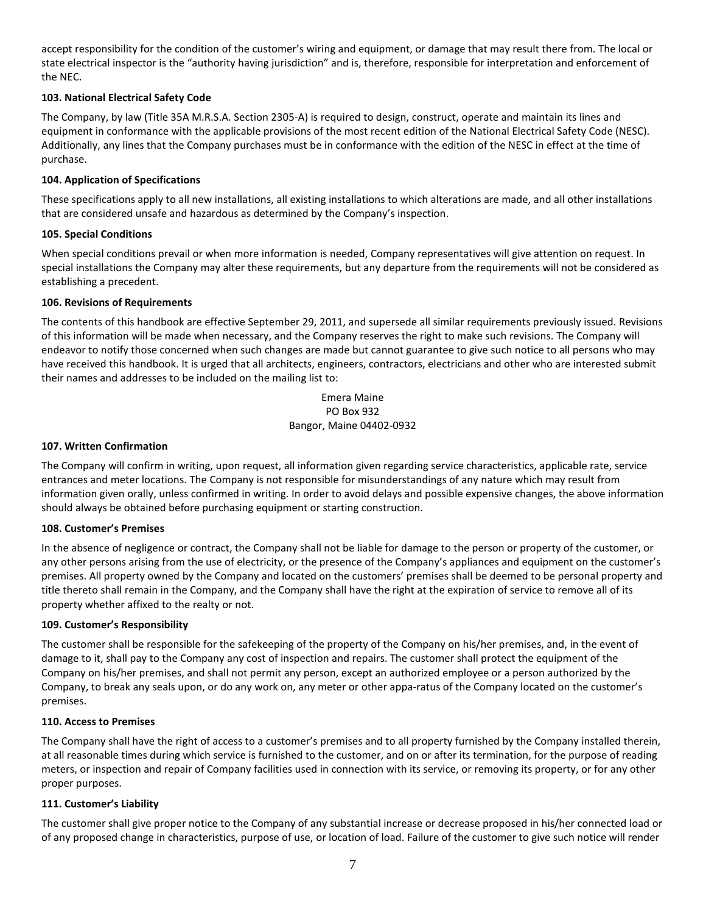accept responsibility for the condition of the customer's wiring and equipment, or damage that may result there from. The local or state electrical inspector is the "authority having jurisdiction" and is, therefore, responsible for interpretation and enforcement of the NEC.

**103. National Electrical Safety Code**

The Company, by law (Title 35A M.R.S.A. Section 2305-A) is required to design, construct, operate and maintain its lines and equipment in conformance with the applicable provisions of the most recent edition of the National Electrical Safety Code (NESC). Additionally, any lines that the Company purchases must be in conformance with the edition of the NESC in effect at the time of purchase.

**104. Application of Specifications**

These specifications apply to all new installations, all existing installations to which alterations are made, and all other installations that are considered unsafe and hazardous as determined by the Company's inspection.

**105. Special Conditions**

When special conditions prevail or when more information is needed, Company representatives will give attention on request. In special installations the Company may alter these requirements, but any departure from the requirements will not be considered as establishing a precedent.

**106. Revisions of Requirements**

The contents of this handbook are effective September 29, 2011, and supersede all similar requirements previously issued. Revisions of this information will be made when necessary, and the Company reserves the right to make such revisions. The Company will endeavor to notify those concerned when such changes are made but cannot guarantee to give such notice to all persons who may have received this handbook. It is urged that all architects, engineers, contractors, electricians and other who are interested submit their names and addresses to be included on the mailing list to:

Emera Maine
PO Box 932
Bangor, Maine 04402-0932

**107. Written Confirmation**

The Company will confirm in writing, upon request, all information given regarding service characteristics, applicable rate, service entrances and meter locations. The Company is not responsible for misunderstandings of any nature which may result from information given orally, unless confirmed in writing. In order to avoid delays and possible expensive changes, the above information should always be obtained before purchasing equipment or starting construction.

**108. Customer's Premises**

In the absence of negligence or contract, the Company shall not be liable for damage to the person or property of the customer, or any other persons arising from the use of electricity, or the presence of the Company's appliances and equipment on the customer's premises. All property owned by the Company and located on the customers' premises shall be deemed to be personal property and title thereto shall remain in the Company, and the Company shall have the right at the expiration of service to remove all of its property whether affixed to the realty or not.

**109. Customer's Responsibility**

The customer shall be responsible for the safekeeping of the property of the Company on his/her premises, and, in the event of damage to it, shall pay to the Company any cost of inspection and repairs. The customer shall protect the equipment of the Company on his/her premises, and shall not permit any person, except an authorized employee or a person authorized by the Company, to break any seals upon, or do any work on, any meter or other appa-ratus of the Company located on the customer's premises.

**110. Access to Premises**

The Company shall have the right of access to a customer's premises and to all property furnished by the Company installed therein, at all reasonable times during which service is furnished to the customer, and on or after its termination, for the purpose of reading meters, or inspection and repair of Company facilities used in connection with its service, or removing its property, or for any other proper purposes.

**111. Customer's Liability**

The customer shall give proper notice to the Company of any substantial increase or decrease proposed in his/her connected load or of any proposed change in characteristics, purpose of use, or location of load. Failure of the customer to give such notice will render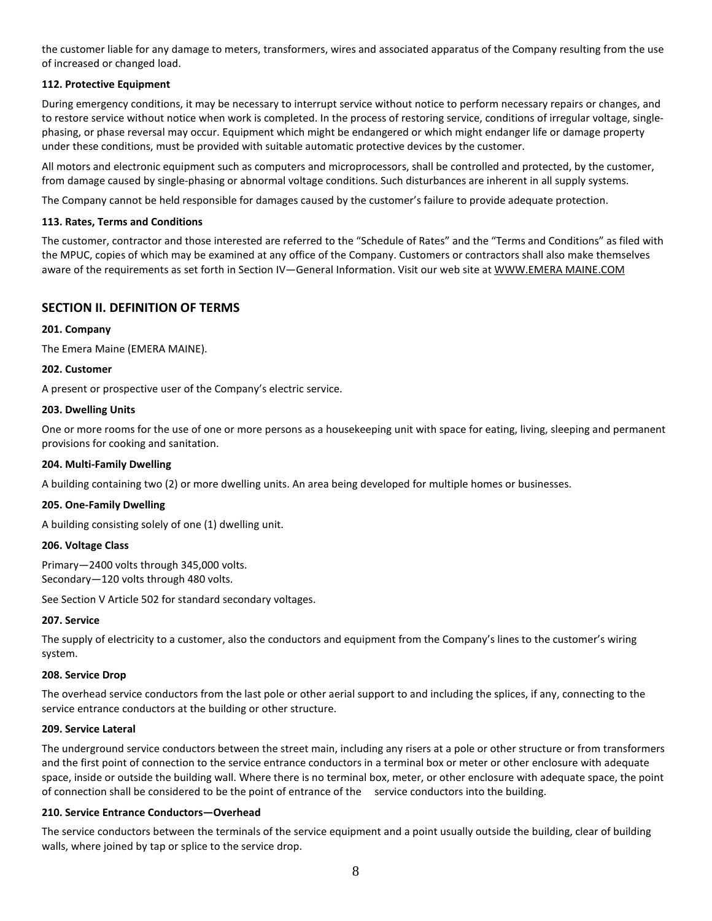the customer liable for any damage to meters, transformers, wires and associated apparatus of the Company resulting from the use of increased or changed load.

**112. Protective Equipment**

During emergency conditions, it may be necessary to interrupt service without notice to perform necessary repairs or changes, and to restore service without notice when work is completed. In the process of restoring service, conditions of irregular voltage, single-phasing, or phase reversal may occur. Equipment which might be endangered or which might endanger life or damage property under these conditions, must be provided with suitable automatic protective devices by the customer.

All motors and electronic equipment such as computers and microprocessors, shall be controlled and protected, by the customer, from damage caused by single-phasing or abnormal voltage conditions. Such disturbances are inherent in all supply systems.

The Company cannot be held responsible for damages caused by the customer's failure to provide adequate protection.

**113. Rates, Terms and Conditions**

The customer, contractor and those interested are referred to the "Schedule of Rates" and the "Terms and Conditions" as filed with the MPUC, copies of which may be examined at any office of the Company. Customers or contractors shall also make themselves aware of the requirements as set forth in Section IV—General Information. Visit our web site at WWW.EMERA MAINE.COM

## SECTION II. DEFINITION OF TERMS

**201. Company**

The Emera Maine (EMERA MAINE).

**202. Customer**

A present or prospective user of the Company's electric service.

**203. Dwelling Units**

One or more rooms for the use of one or more persons as a housekeeping unit with space for eating, living, sleeping and permanent provisions for cooking and sanitation.

**204. Multi-Family Dwelling**

A building containing two (2) or more dwelling units. An area being developed for multiple homes or businesses.

**205. One-Family Dwelling**

A building consisting solely of one (1) dwelling unit.

**206. Voltage Class**

Primary—2400 volts through 345,000 volts.
Secondary—120 volts through 480 volts.

See Section V Article 502 for standard secondary voltages.

**207. Service**

The supply of electricity to a customer, also the conductors and equipment from the Company's lines to the customer's wiring system.

**208. Service Drop**

The overhead service conductors from the last pole or other aerial support to and including the splices, if any, connecting to the service entrance conductors at the building or other structure.

**209. Service Lateral**

The underground service conductors between the street main, including any risers at a pole or other structure or from transformers and the first point of connection to the service entrance conductors in a terminal box or meter or other enclosure with adequate space, inside or outside the building wall. Where there is no terminal box, meter, or other enclosure with adequate space, the point of connection shall be considered to be the point of entrance of the service conductors into the building.

**210. Service Entrance Conductors—Overhead**

The service conductors between the terminals of the service equipment and a point usually outside the building, clear of building walls, where joined by tap or splice to the service drop.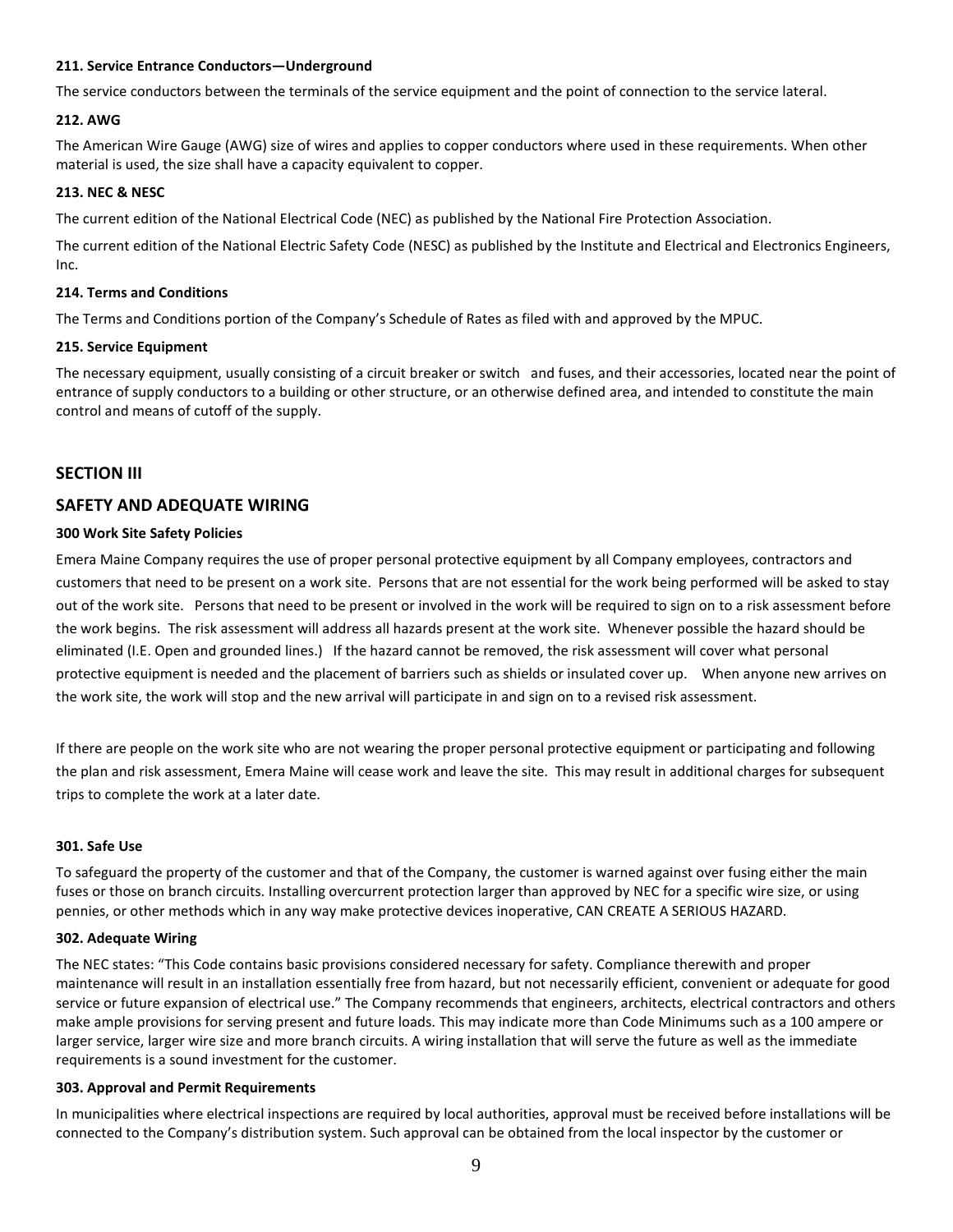**211. Service Entrance Conductors—Underground**

The service conductors between the terminals of the service equipment and the point of connection to the service lateral.

**212. AWG**

The American Wire Gauge (AWG) size of wires and applies to copper conductors where used in these requirements. When other material is used, the size shall have a capacity equivalent to copper.

**213. NEC & NESC**

The current edition of the National Electrical Code (NEC) as published by the National Fire Protection Association.

The current edition of the National Electric Safety Code (NESC) as published by the Institute and Electrical and Electronics Engineers, Inc.

**214. Terms and Conditions**

The Terms and Conditions portion of the Company's Schedule of Rates as filed with and approved by the MPUC.

**215. Service Equipment**

The necessary equipment, usually consisting of a circuit breaker or switch and fuses, and their accessories, located near the point of entrance of supply conductors to a building or other structure, or an otherwise defined area, and intended to constitute the main control and means of cutoff of the supply.

## SECTION III

## SAFETY AND ADEQUATE WIRING

**300 Work Site Safety Policies**

Emera Maine Company requires the use of proper personal protective equipment by all Company employees, contractors and customers that need to be present on a work site. Persons that are not essential for the work being performed will be asked to stay out of the work site. Persons that need to be present or involved in the work will be required to sign on to a risk assessment before the work begins. The risk assessment will address all hazards present at the work site. Whenever possible the hazard should be eliminated (I.E. Open and grounded lines.) If the hazard cannot be removed, the risk assessment will cover what personal protective equipment is needed and the placement of barriers such as shields or insulated cover up. When anyone new arrives on the work site, the work will stop and the new arrival will participate in and sign on to a revised risk assessment.

If there are people on the work site who are not wearing the proper personal protective equipment or participating and following the plan and risk assessment, Emera Maine will cease work and leave the site. This may result in additional charges for subsequent trips to complete the work at a later date.

**301. Safe Use**

To safeguard the property of the customer and that of the Company, the customer is warned against over fusing either the main fuses or those on branch circuits. Installing overcurrent protection larger than approved by NEC for a specific wire size, or using pennies, or other methods which in any way make protective devices inoperative, CAN CREATE A SERIOUS HAZARD.

**302. Adequate Wiring**

The NEC states: "This Code contains basic provisions considered necessary for safety. Compliance therewith and proper maintenance will result in an installation essentially free from hazard, but not necessarily efficient, convenient or adequate for good service or future expansion of electrical use." The Company recommends that engineers, architects, electrical contractors and others make ample provisions for serving present and future loads. This may indicate more than Code Minimums such as a 100 ampere or larger service, larger wire size and more branch circuits. A wiring installation that will serve the future as well as the immediate requirements is a sound investment for the customer.

**303. Approval and Permit Requirements**

In municipalities where electrical inspections are required by local authorities, approval must be received before installations will be connected to the Company's distribution system. Such approval can be obtained from the local inspector by the customer or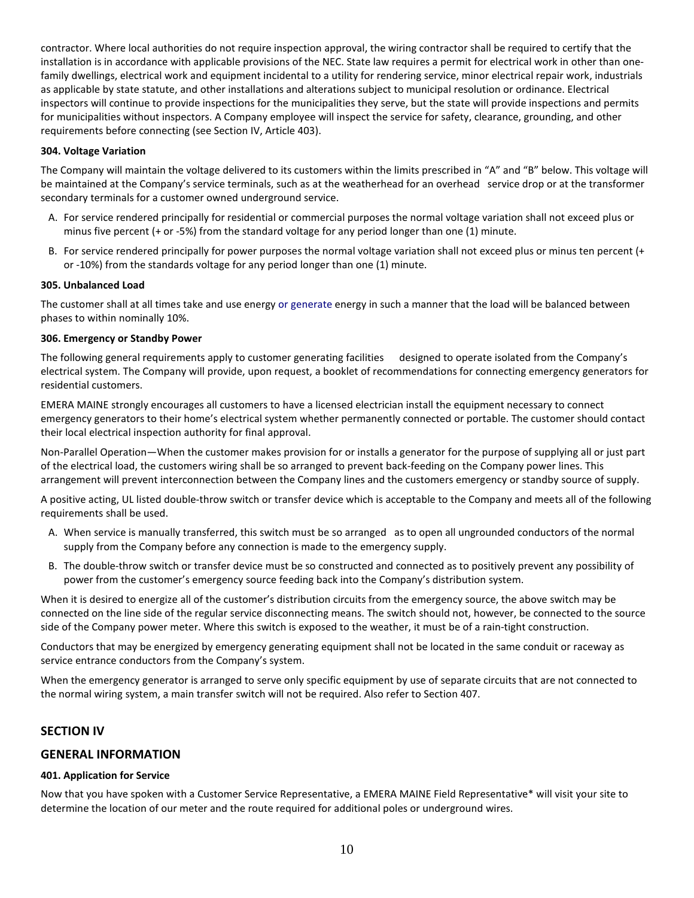contractor. Where local authorities do not require inspection approval, the wiring contractor shall be required to certify that the installation is in accordance with applicable provisions of the NEC. State law requires a permit for electrical work in other than one-family dwellings, electrical work and equipment incidental to a utility for rendering service, minor electrical repair work, industrials as applicable by state statute, and other installations and alterations subject to municipal resolution or ordinance. Electrical inspectors will continue to provide inspections for the municipalities they serve, but the state will provide inspections and permits for municipalities without inspectors. A Company employee will inspect the service for safety, clearance, grounding, and other requirements before connecting (see Section IV, Article 403).

#### 304. Voltage Variation

The Company will maintain the voltage delivered to its customers within the limits prescribed in "A" and "B" below. This voltage will be maintained at the Company's service terminals, such as at the weatherhead for an overhead service drop or at the transformer secondary terminals for a customer owned underground service.

A. For service rendered principally for residential or commercial purposes the normal voltage variation shall not exceed plus or minus five percent (+ or -5%) from the standard voltage for any period longer than one (1) minute.

B. For service rendered principally for power purposes the normal voltage variation shall not exceed plus or minus ten percent (+ or -10%) from the standards voltage for any period longer than one (1) minute.

#### 305. Unbalanced Load

The customer shall at all times take and use energy or generate energy in such a manner that the load will be balanced between phases to within nominally 10%.

#### 306. Emergency or Standby Power

The following general requirements apply to customer generating facilities designed to operate isolated from the Company's electrical system. The Company will provide, upon request, a booklet of recommendations for connecting emergency generators for residential customers.

EMERA MAINE strongly encourages all customers to have a licensed electrician install the equipment necessary to connect emergency generators to their home's electrical system whether permanently connected or portable. The customer should contact their local electrical inspection authority for final approval.

Non-Parallel Operation—When the customer makes provision for or installs a generator for the purpose of supplying all or just part of the electrical load, the customers wiring shall be so arranged to prevent back-feeding on the Company power lines. This arrangement will prevent interconnection between the Company lines and the customers emergency or standby source of supply.

A positive acting, UL listed double-throw switch or transfer device which is acceptable to the Company and meets all of the following requirements shall be used.

A. When service is manually transferred, this switch must be so arranged as to open all ungrounded conductors of the normal supply from the Company before any connection is made to the emergency supply.

B. The double-throw switch or transfer device must be so constructed and connected as to positively prevent any possibility of power from the customer's emergency source feeding back into the Company's distribution system.

When it is desired to energize all of the customer's distribution circuits from the emergency source, the above switch may be connected on the line side of the regular service disconnecting means. The switch should not, however, be connected to the source side of the Company power meter. Where this switch is exposed to the weather, it must be of a rain-tight construction.

Conductors that may be energized by emergency generating equipment shall not be located in the same conduit or raceway as service entrance conductors from the Company's system.

When the emergency generator is arranged to serve only specific equipment by use of separate circuits that are not connected to the normal wiring system, a main transfer switch will not be required. Also refer to Section 407.

## SECTION IV

## GENERAL INFORMATION

#### 401. Application for Service

Now that you have spoken with a Customer Service Representative, a EMERA MAINE Field Representative* will visit your site to determine the location of our meter and the route required for additional poles or underground wires.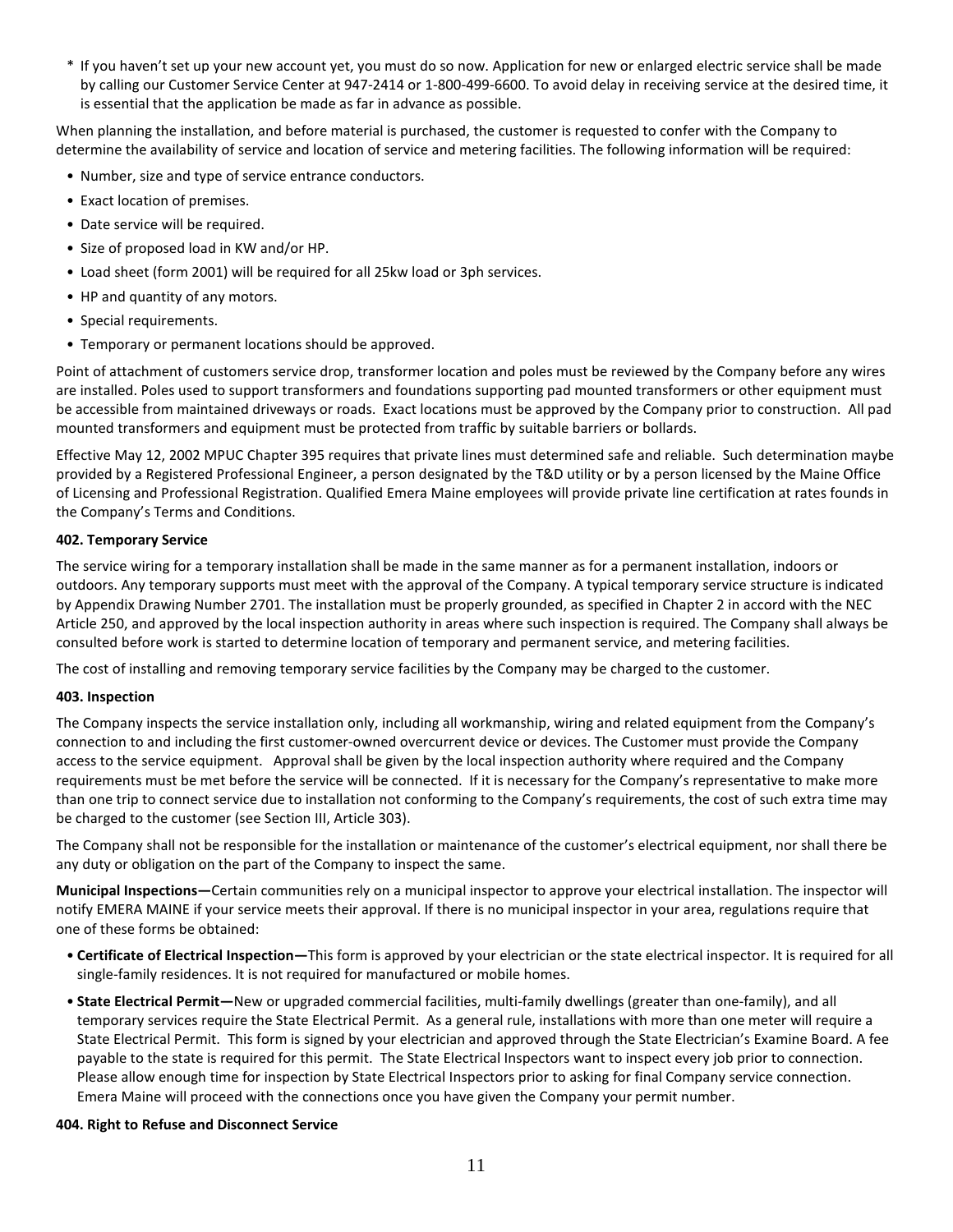\* If you haven't set up your new account yet, you must do so now. Application for new or enlarged electric service shall be made by calling our Customer Service Center at 947-2414 or 1-800-499-6600. To avoid delay in receiving service at the desired time, it is essential that the application be made as far in advance as possible.

When planning the installation, and before material is purchased, the customer is requested to confer with the Company to determine the availability of service and location of service and metering facilities. The following information will be required:

- Number, size and type of service entrance conductors.
- Exact location of premises.
- Date service will be required.
- Size of proposed load in KW and/or HP.
- Load sheet (form 2001) will be required for all 25kw load or 3ph services.
- HP and quantity of any motors.
- Special requirements.
- Temporary or permanent locations should be approved.

Point of attachment of customers service drop, transformer location and poles must be reviewed by the Company before any wires are installed. Poles used to support transformers and foundations supporting pad mounted transformers or other equipment must be accessible from maintained driveways or roads. Exact locations must be approved by the Company prior to construction. All pad mounted transformers and equipment must be protected from traffic by suitable barriers or bollards.

Effective May 12, 2002 MPUC Chapter 395 requires that private lines must determined safe and reliable. Such determination maybe provided by a Registered Professional Engineer, a person designated by the T&D utility or by a person licensed by the Maine Office of Licensing and Professional Registration. Qualified Emera Maine employees will provide private line certification at rates founds in the Company's Terms and Conditions.

**402. Temporary Service**

The service wiring for a temporary installation shall be made in the same manner as for a permanent installation, indoors or outdoors. Any temporary supports must meet with the approval of the Company. A typical temporary service structure is indicated by Appendix Drawing Number 2701. The installation must be properly grounded, as specified in Chapter 2 in accord with the NEC Article 250, and approved by the local inspection authority in areas where such inspection is required. The Company shall always be consulted before work is started to determine location of temporary and permanent service, and metering facilities.

The cost of installing and removing temporary service facilities by the Company may be charged to the customer.

**403. Inspection**

The Company inspects the service installation only, including all workmanship, wiring and related equipment from the Company's connection to and including the first customer-owned overcurrent device or devices. The Customer must provide the Company access to the service equipment. Approval shall be given by the local inspection authority where required and the Company requirements must be met before the service will be connected. If it is necessary for the Company's representative to make more than one trip to connect service due to installation not conforming to the Company's requirements, the cost of such extra time may be charged to the customer (see Section III, Article 303).

The Company shall not be responsible for the installation or maintenance of the customer's electrical equipment, nor shall there be any duty or obligation on the part of the Company to inspect the same.

**Municipal Inspections—**Certain communities rely on a municipal inspector to approve your electrical installation. The inspector will notify EMERA MAINE if your service meets their approval. If there is no municipal inspector in your area, regulations require that one of these forms be obtained:

- **Certificate of Electrical Inspection—**This form is approved by your electrician or the state electrical inspector. It is required for all single-family residences. It is not required for manufactured or mobile homes.
- **State Electrical Permit—**New or upgraded commercial facilities, multi-family dwellings (greater than one-family), and all temporary services require the State Electrical Permit. As a general rule, installations with more than one meter will require a State Electrical Permit. This form is signed by your electrician and approved through the State Electrician's Examine Board. A fee payable to the state is required for this permit. The State Electrical Inspectors want to inspect every job prior to connection. Please allow enough time for inspection by State Electrical Inspectors prior to asking for final Company service connection. Emera Maine will proceed with the connections once you have given the Company your permit number.

**404. Right to Refuse and Disconnect Service**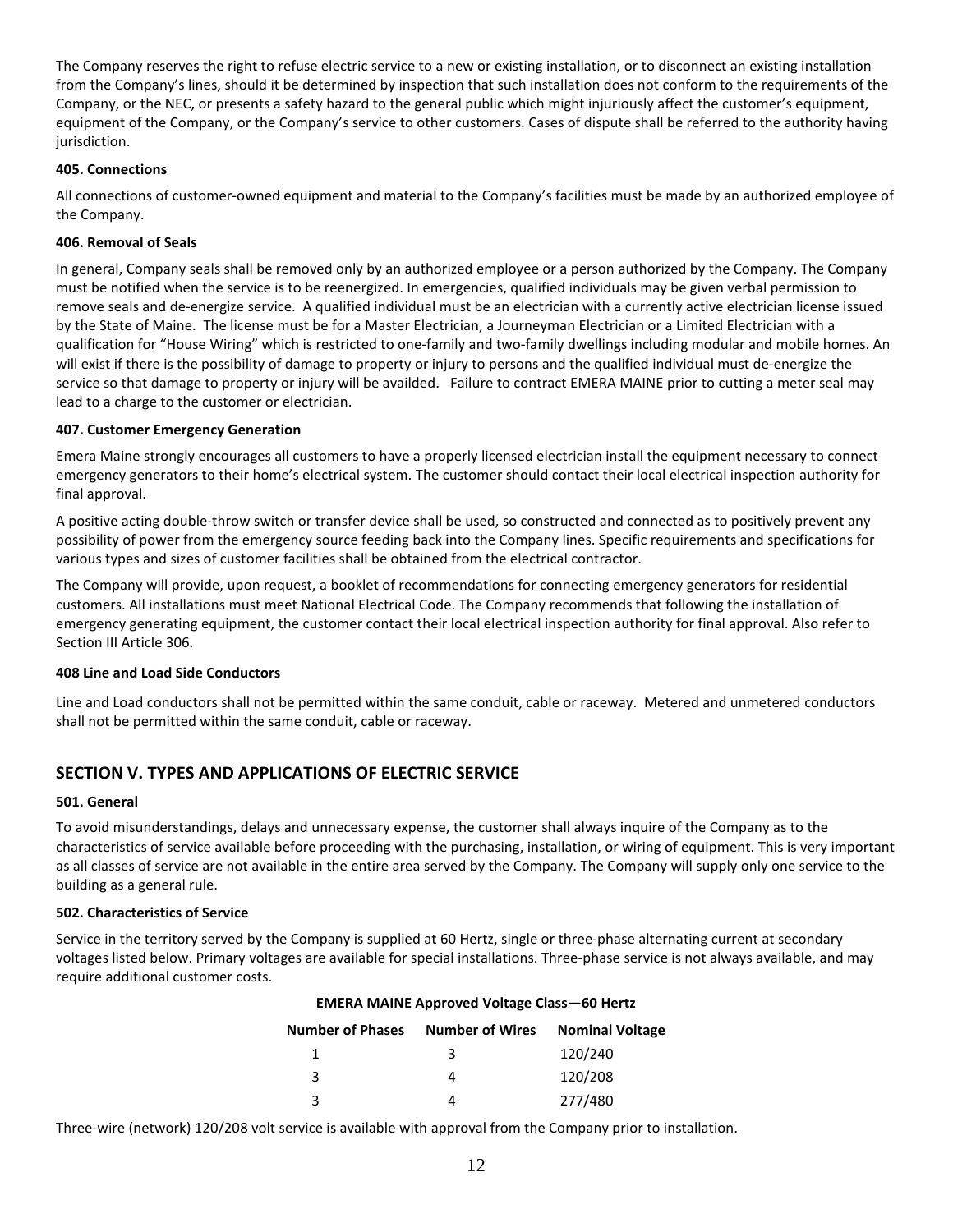The Company reserves the right to refuse electric service to a new or existing installation, or to disconnect an existing installation from the Company's lines, should it be determined by inspection that such installation does not conform to the requirements of the Company, or the NEC, or presents a safety hazard to the general public which might injuriously affect the customer's equipment, equipment of the Company, or the Company's service to other customers. Cases of dispute shall be referred to the authority having jurisdiction.

#### 405. Connections

All connections of customer-owned equipment and material to the Company's facilities must be made by an authorized employee of the Company.

#### 406. Removal of Seals

In general, Company seals shall be removed only by an authorized employee or a person authorized by the Company. The Company must be notified when the service is to be reenergized. In emergencies, qualified individuals may be given verbal permission to remove seals and de-energize service. A qualified individual must be an electrician with a currently active electrician license issued by the State of Maine. The license must be for a Master Electrician, a Journeyman Electrician or a Limited Electrician with a qualification for "House Wiring" which is restricted to one-family and two-family dwellings including modular and mobile homes. An will exist if there is the possibility of damage to property or injury to persons and the qualified individual must de-energize the service so that damage to property or injury will be availded. Failure to contract EMERA MAINE prior to cutting a meter seal may lead to a charge to the customer or electrician.

#### 407. Customer Emergency Generation

Emera Maine strongly encourages all customers to have a properly licensed electrician install the equipment necessary to connect emergency generators to their home's electrical system. The customer should contact their local electrical inspection authority for final approval.

A positive acting double-throw switch or transfer device shall be used, so constructed and connected as to positively prevent any possibility of power from the emergency source feeding back into the Company lines. Specific requirements and specifications for various types and sizes of customer facilities shall be obtained from the electrical contractor.

The Company will provide, upon request, a booklet of recommendations for connecting emergency generators for residential customers. All installations must meet National Electrical Code. The Company recommends that following the installation of emergency generating equipment, the customer contact their local electrical inspection authority for final approval. Also refer to Section III Article 306.

#### 408 Line and Load Side Conductors

Line and Load conductors shall not be permitted within the same conduit, cable or raceway. Metered and unmetered conductors shall not be permitted within the same conduit, cable or raceway.

## SECTION V. TYPES AND APPLICATIONS OF ELECTRIC SERVICE

#### 501. General

To avoid misunderstandings, delays and unnecessary expense, the customer shall always inquire of the Company as to the characteristics of service available before proceeding with the purchasing, installation, or wiring of equipment. This is very important as all classes of service are not available in the entire area served by the Company. The Company will supply only one service to the building as a general rule.

#### 502. Characteristics of Service

Service in the territory served by the Company is supplied at 60 Hertz, single or three-phase alternating current at secondary voltages listed below. Primary voltages are available for special installations. Three-phase service is not always available, and may require additional customer costs.

**EMERA MAINE Approved Voltage Class—60 Hertz**

| Number of Phases | Number of Wires | Nominal Voltage |
|---|---|---|
| 1 | 3 | 120/240 |
| 3 | 4 | 120/208 |
| 3 | 4 | 277/480 |

Three-wire (network) 120/208 volt service is available with approval from the Company prior to installation.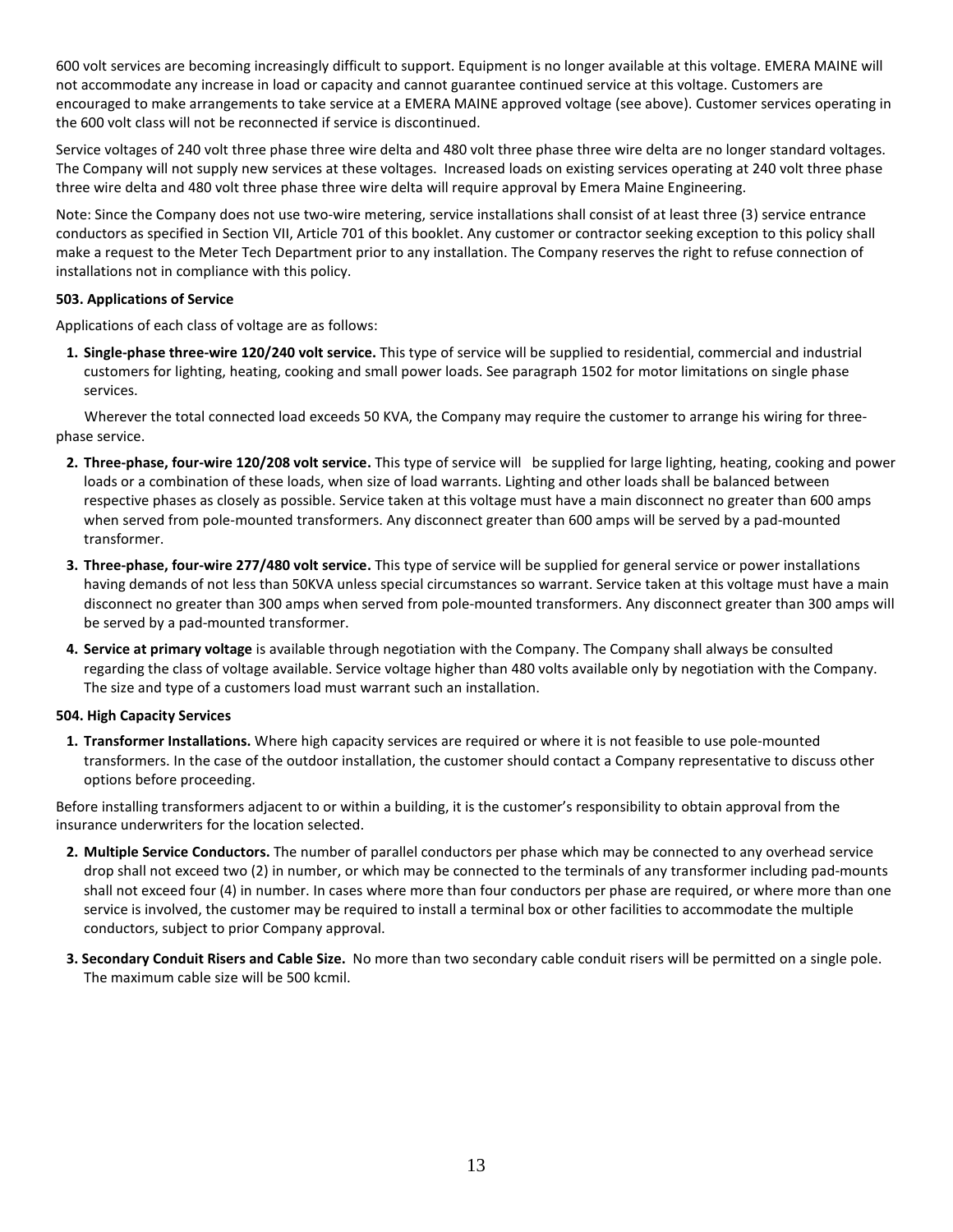600 volt services are becoming increasingly difficult to support. Equipment is no longer available at this voltage. EMERA MAINE will not accommodate any increase in load or capacity and cannot guarantee continued service at this voltage. Customers are encouraged to make arrangements to take service at a EMERA MAINE approved voltage (see above). Customer services operating in the 600 volt class will not be reconnected if service is discontinued.

Service voltages of 240 volt three phase three wire delta and 480 volt three phase three wire delta are no longer standard voltages. The Company will not supply new services at these voltages. Increased loads on existing services operating at 240 volt three phase three wire delta and 480 volt three phase three wire delta will require approval by Emera Maine Engineering.

Note: Since the Company does not use two-wire metering, service installations shall consist of at least three (3) service entrance conductors as specified in Section VII, Article 701 of this booklet. Any customer or contractor seeking exception to this policy shall make a request to the Meter Tech Department prior to any installation. The Company reserves the right to refuse connection of installations not in compliance with this policy.

**503. Applications of Service**

Applications of each class of voltage are as follows:

1. **Single-phase three-wire 120/240 volt service.** This type of service will be supplied to residential, commercial and industrial customers for lighting, heating, cooking and small power loads. See paragraph 1502 for motor limitations on single phase services.

   Wherever the total connected load exceeds 50 KVA, the Company may require the customer to arrange his wiring for three-phase service.

2. **Three-phase, four-wire 120/208 volt service.** This type of service will be supplied for large lighting, heating, cooking and power loads or a combination of these loads, when size of load warrants. Lighting and other loads shall be balanced between respective phases as closely as possible. Service taken at this voltage must have a main disconnect no greater than 600 amps when served from pole-mounted transformers. Any disconnect greater than 600 amps will be served by a pad-mounted transformer.
3. **Three-phase, four-wire 277/480 volt service.** This type of service will be supplied for general service or power installations having demands of not less than 50KVA unless special circumstances so warrant. Service taken at this voltage must have a main disconnect no greater than 300 amps when served from pole-mounted transformers. Any disconnect greater than 300 amps will be served by a pad-mounted transformer.
4. **Service at primary voltage** is available through negotiation with the Company. The Company shall always be consulted regarding the class of voltage available. Service voltage higher than 480 volts available only by negotiation with the Company. The size and type of a customers load must warrant such an installation.

**504. High Capacity Services**

1. **Transformer Installations.** Where high capacity services are required or where it is not feasible to use pole-mounted transformers. In the case of the outdoor installation, the customer should contact a Company representative to discuss other options before proceeding.

Before installing transformers adjacent to or within a building, it is the customer's responsibility to obtain approval from the insurance underwriters for the location selected.

2. **Multiple Service Conductors.** The number of parallel conductors per phase which may be connected to any overhead service drop shall not exceed two (2) in number, or which may be connected to the terminals of any transformer including pad-mounts shall not exceed four (4) in number. In cases where more than four conductors per phase are required, or where more than one service is involved, the customer may be required to install a terminal box or other facilities to accommodate the multiple conductors, subject to prior Company approval.
3. **Secondary Conduit Risers and Cable Size.** No more than two secondary cable conduit risers will be permitted on a single pole. The maximum cable size will be 500 kcmil.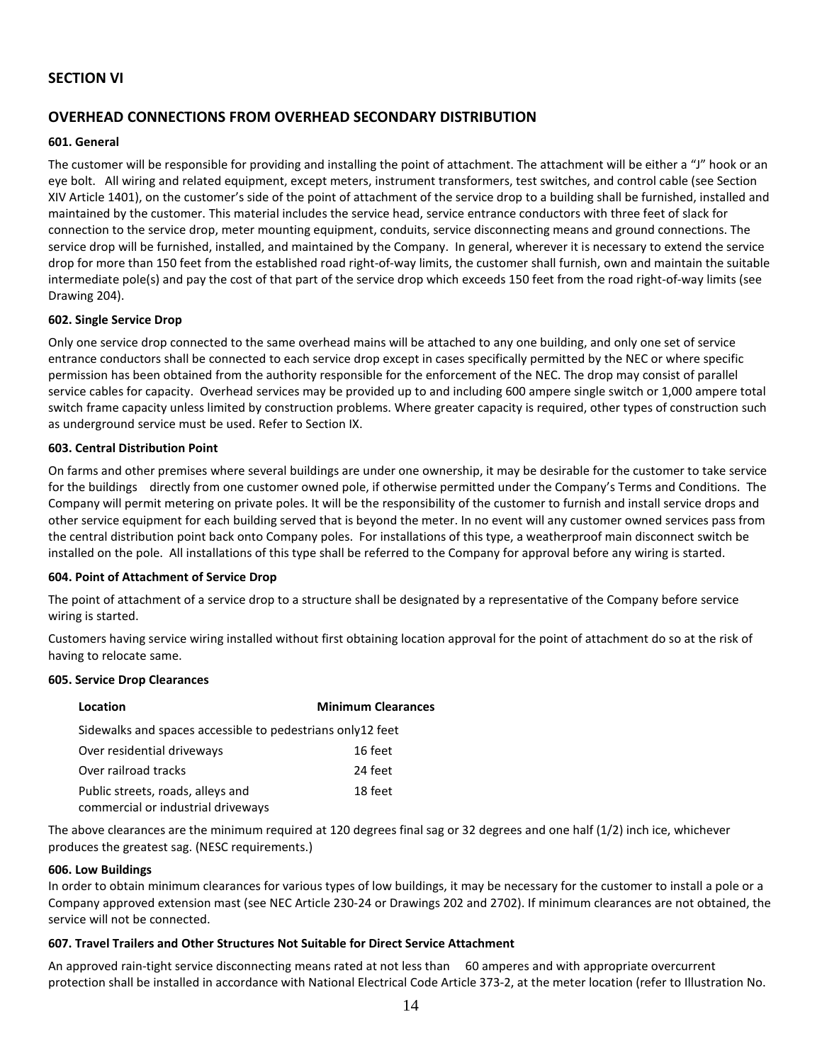## SECTION VI

## OVERHEAD CONNECTIONS FROM OVERHEAD SECONDARY DISTRIBUTION

### 601. General

The customer will be responsible for providing and installing the point of attachment. The attachment will be either a "J" hook or an eye bolt. All wiring and related equipment, except meters, instrument transformers, test switches, and control cable (see Section XIV Article 1401), on the customer's side of the point of attachment of the service drop to a building shall be furnished, installed and maintained by the customer. This material includes the service head, service entrance conductors with three feet of slack for connection to the service drop, meter mounting equipment, conduits, service disconnecting means and ground connections. The service drop will be furnished, installed, and maintained by the Company. In general, wherever it is necessary to extend the service drop for more than 150 feet from the established road right-of-way limits, the customer shall furnish, own and maintain the suitable intermediate pole(s) and pay the cost of that part of the service drop which exceeds 150 feet from the road right-of-way limits (see Drawing 204).

### 602. Single Service Drop

Only one service drop connected to the same overhead mains will be attached to any one building, and only one set of service entrance conductors shall be connected to each service drop except in cases specifically permitted by the NEC or where specific permission has been obtained from the authority responsible for the enforcement of the NEC. The drop may consist of parallel service cables for capacity. Overhead services may be provided up to and including 600 ampere single switch or 1,000 ampere total switch frame capacity unless limited by construction problems. Where greater capacity is required, other types of construction such as underground service must be used. Refer to Section IX.

### 603. Central Distribution Point

On farms and other premises where several buildings are under one ownership, it may be desirable for the customer to take service for the buildings directly from one customer owned pole, if otherwise permitted under the Company's Terms and Conditions. The Company will permit metering on private poles. It will be the responsibility of the customer to furnish and install service drops and other service equipment for each building served that is beyond the meter. In no event will any customer owned services pass from the central distribution point back onto Company poles. For installations of this type, a weatherproof main disconnect switch be installed on the pole. All installations of this type shall be referred to the Company for approval before any wiring is started.

### 604. Point of Attachment of Service Drop

The point of attachment of a service drop to a structure shall be designated by a representative of the Company before service wiring is started.

Customers having service wiring installed without first obtaining location approval for the point of attachment do so at the risk of having to relocate same.

### 605. Service Drop Clearances

| Location | Minimum Clearances |
|---|---|
| Sidewalks and spaces accessible to pedestrians only | 12 feet |
| Over residential driveways | 16 feet |
| Over railroad tracks | 24 feet |
| Public streets, roads, alleys and commercial or industrial driveways | 18 feet |

The above clearances are the minimum required at 120 degrees final sag or 32 degrees and one half (1/2) inch ice, whichever produces the greatest sag. (NESC requirements.)

### 606. Low Buildings

In order to obtain minimum clearances for various types of low buildings, it may be necessary for the customer to install a pole or a Company approved extension mast (see NEC Article 230-24 or Drawings 202 and 2702). If minimum clearances are not obtained, the service will not be connected.

### 607. Travel Trailers and Other Structures Not Suitable for Direct Service Attachment

An approved rain-tight service disconnecting means rated at not less than 60 amperes and with appropriate overcurrent protection shall be installed in accordance with National Electrical Code Article 373-2, at the meter location (refer to Illustration No.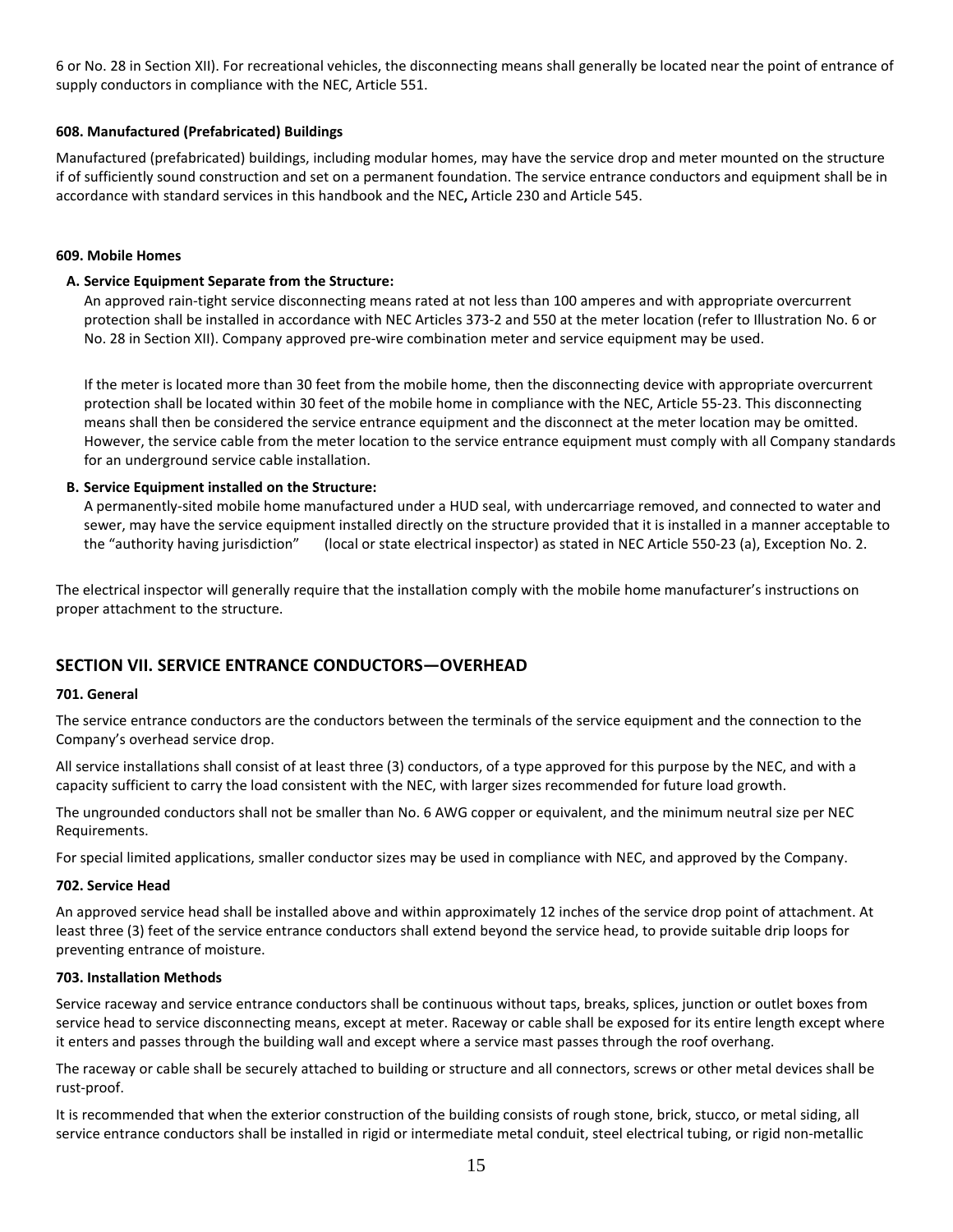6 or No. 28 in Section XII). For recreational vehicles, the disconnecting means shall generally be located near the point of entrance of supply conductors in compliance with the NEC, Article 551.

#### 608. Manufactured (Prefabricated) Buildings

Manufactured (prefabricated) buildings, including modular homes, may have the service drop and meter mounted on the structure if of sufficiently sound construction and set on a permanent foundation. The service entrance conductors and equipment shall be in accordance with standard services in this handbook and the NEC**,** Article 230 and Article 545.

#### 609. Mobile Homes

**A. Service Equipment Separate from the Structure:**

An approved rain-tight service disconnecting means rated at not less than 100 amperes and with appropriate overcurrent protection shall be installed in accordance with NEC Articles 373-2 and 550 at the meter location (refer to Illustration No. 6 or No. 28 in Section XII). Company approved pre-wire combination meter and service equipment may be used.

If the meter is located more than 30 feet from the mobile home, then the disconnecting device with appropriate overcurrent protection shall be located within 30 feet of the mobile home in compliance with the NEC, Article 55-23. This disconnecting means shall then be considered the service entrance equipment and the disconnect at the meter location may be omitted. However, the service cable from the meter location to the service entrance equipment must comply with all Company standards for an underground service cable installation.

**B. Service Equipment installed on the Structure:**

A permanently-sited mobile home manufactured under a HUD seal, with undercarriage removed, and connected to water and sewer, may have the service equipment installed directly on the structure provided that it is installed in a manner acceptable to the "authority having jurisdiction" (local or state electrical inspector) as stated in NEC Article 550-23 (a), Exception No. 2.

The electrical inspector will generally require that the installation comply with the mobile home manufacturer's instructions on proper attachment to the structure.

## SECTION VII. SERVICE ENTRANCE CONDUCTORS—OVERHEAD

#### 701. General

The service entrance conductors are the conductors between the terminals of the service equipment and the connection to the Company's overhead service drop.

All service installations shall consist of at least three (3) conductors, of a type approved for this purpose by the NEC, and with a capacity sufficient to carry the load consistent with the NEC, with larger sizes recommended for future load growth.

The ungrounded conductors shall not be smaller than No. 6 AWG copper or equivalent, and the minimum neutral size per NEC Requirements.

For special limited applications, smaller conductor sizes may be used in compliance with NEC, and approved by the Company.

#### 702. Service Head

An approved service head shall be installed above and within approximately 12 inches of the service drop point of attachment. At least three (3) feet of the service entrance conductors shall extend beyond the service head, to provide suitable drip loops for preventing entrance of moisture.

#### 703. Installation Methods

Service raceway and service entrance conductors shall be continuous without taps, breaks, splices, junction or outlet boxes from service head to service disconnecting means, except at meter. Raceway or cable shall be exposed for its entire length except where it enters and passes through the building wall and except where a service mast passes through the roof overhang.

The raceway or cable shall be securely attached to building or structure and all connectors, screws or other metal devices shall be rust-proof.

It is recommended that when the exterior construction of the building consists of rough stone, brick, stucco, or metal siding, all service entrance conductors shall be installed in rigid or intermediate metal conduit, steel electrical tubing, or rigid non-metallic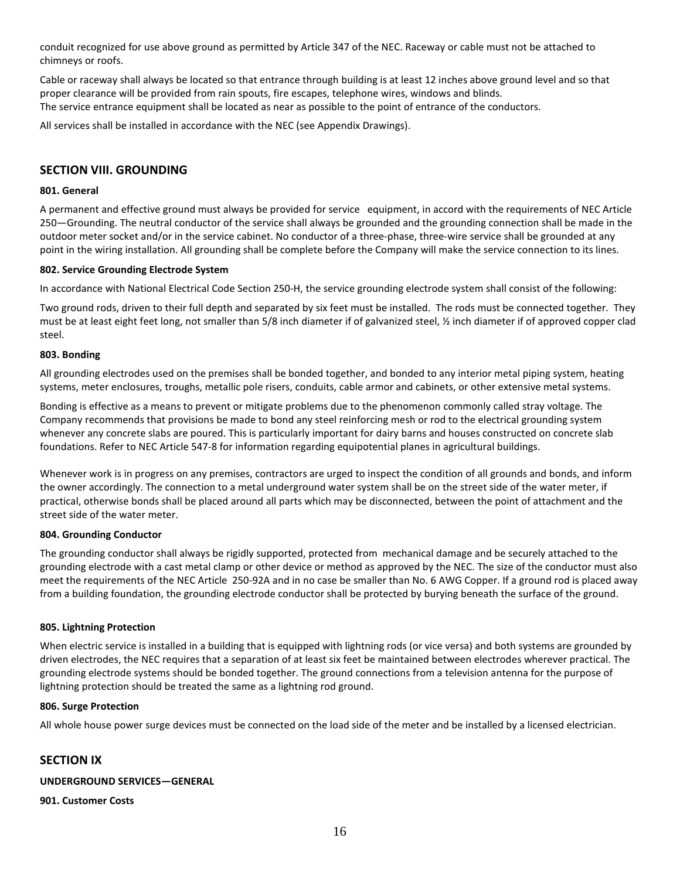conduit recognized for use above ground as permitted by Article 347 of the NEC. Raceway or cable must not be attached to chimneys or roofs.

Cable or raceway shall always be located so that entrance through building is at least 12 inches above ground level and so that proper clearance will be provided from rain spouts, fire escapes, telephone wires, windows and blinds.
The service entrance equipment shall be located as near as possible to the point of entrance of the conductors.

All services shall be installed in accordance with the NEC (see Appendix Drawings).

## SECTION VIII. GROUNDING

#### 801. General

A permanent and effective ground must always be provided for service equipment, in accord with the requirements of NEC Article 250—Grounding. The neutral conductor of the service shall always be grounded and the grounding connection shall be made in the outdoor meter socket and/or in the service cabinet. No conductor of a three-phase, three-wire service shall be grounded at any point in the wiring installation. All grounding shall be complete before the Company will make the service connection to its lines.

#### 802. Service Grounding Electrode System

In accordance with National Electrical Code Section 250-H, the service grounding electrode system shall consist of the following:

Two ground rods, driven to their full depth and separated by six feet must be installed. The rods must be connected together. They must be at least eight feet long, not smaller than 5/8 inch diameter if of galvanized steel, ½ inch diameter if of approved copper clad steel.

#### 803. Bonding

All grounding electrodes used on the premises shall be bonded together, and bonded to any interior metal piping system, heating systems, meter enclosures, troughs, metallic pole risers, conduits, cable armor and cabinets, or other extensive metal systems.

Bonding is effective as a means to prevent or mitigate problems due to the phenomenon commonly called stray voltage. The Company recommends that provisions be made to bond any steel reinforcing mesh or rod to the electrical grounding system whenever any concrete slabs are poured. This is particularly important for dairy barns and houses constructed on concrete slab foundations. Refer to NEC Article 547-8 for information regarding equipotential planes in agricultural buildings.

Whenever work is in progress on any premises, contractors are urged to inspect the condition of all grounds and bonds, and inform the owner accordingly. The connection to a metal underground water system shall be on the street side of the water meter, if practical, otherwise bonds shall be placed around all parts which may be disconnected, between the point of attachment and the street side of the water meter.

#### 804. Grounding Conductor

The grounding conductor shall always be rigidly supported, protected from mechanical damage and be securely attached to the grounding electrode with a cast metal clamp or other device or method as approved by the NEC. The size of the conductor must also meet the requirements of the NEC Article 250-92A and in no case be smaller than No. 6 AWG Copper. If a ground rod is placed away from a building foundation, the grounding electrode conductor shall be protected by burying beneath the surface of the ground.

#### 805. Lightning Protection

When electric service is installed in a building that is equipped with lightning rods (or vice versa) and both systems are grounded by driven electrodes, the NEC requires that a separation of at least six feet be maintained between electrodes wherever practical. The grounding electrode systems should be bonded together. The ground connections from a television antenna for the purpose of lightning protection should be treated the same as a lightning rod ground.

#### 806. Surge Protection

All whole house power surge devices must be connected on the load side of the meter and be installed by a licensed electrician.

## SECTION IX

#### UNDERGROUND SERVICES—GENERAL

#### 901. Customer Costs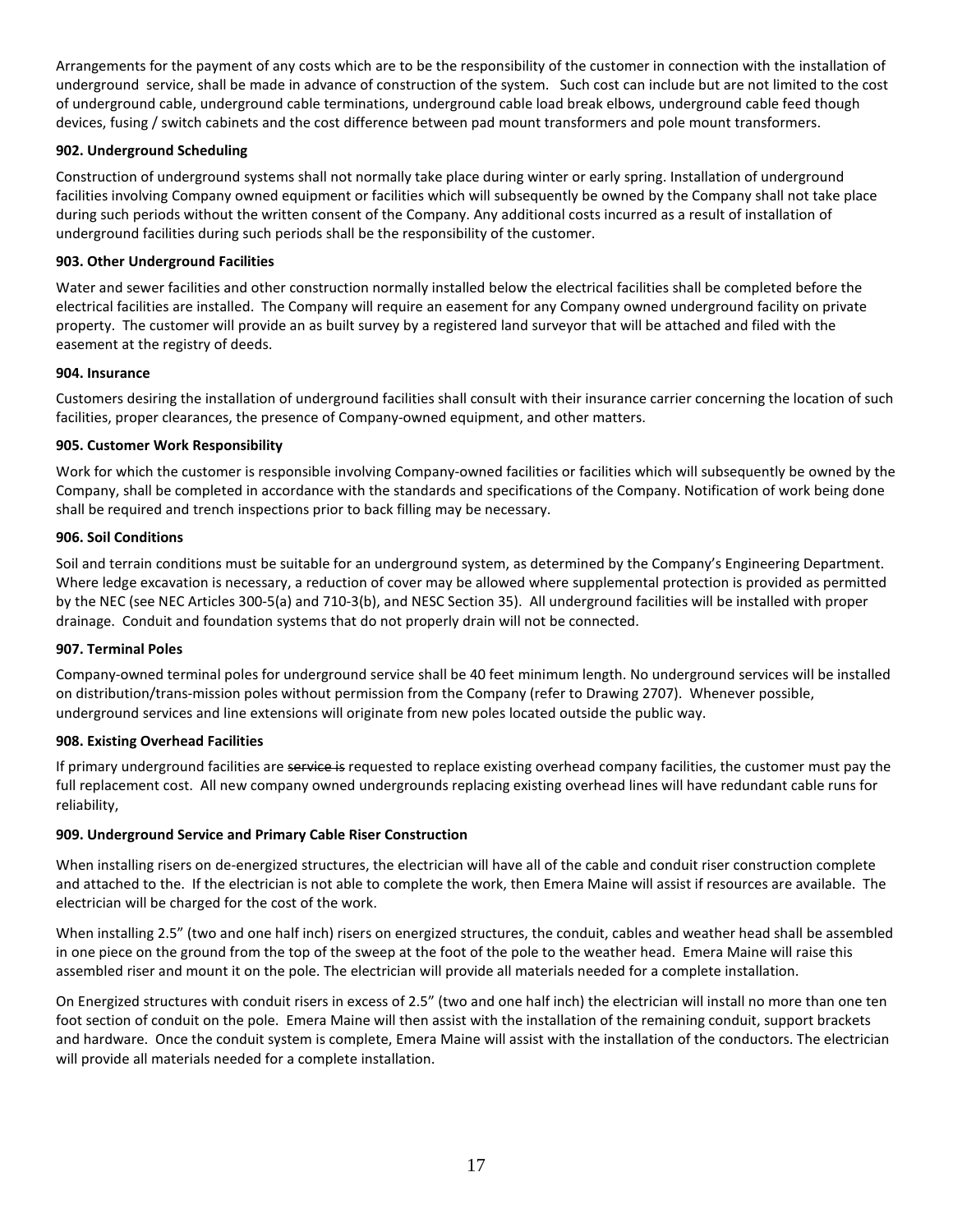Arrangements for the payment of any costs which are to be the responsibility of the customer in connection with the installation of underground service, shall be made in advance of construction of the system. Such cost can include but are not limited to the cost of underground cable, underground cable terminations, underground cable load break elbows, underground cable feed though devices, fusing / switch cabinets and the cost difference between pad mount transformers and pole mount transformers.

**902. Underground Scheduling**

Construction of underground systems shall not normally take place during winter or early spring. Installation of underground facilities involving Company owned equipment or facilities which will subsequently be owned by the Company shall not take place during such periods without the written consent of the Company. Any additional costs incurred as a result of installation of underground facilities during such periods shall be the responsibility of the customer.

**903. Other Underground Facilities**

Water and sewer facilities and other construction normally installed below the electrical facilities shall be completed before the electrical facilities are installed. The Company will require an easement for any Company owned underground facility on private property. The customer will provide an as built survey by a registered land surveyor that will be attached and filed with the easement at the registry of deeds.

**904. Insurance**

Customers desiring the installation of underground facilities shall consult with their insurance carrier concerning the location of such facilities, proper clearances, the presence of Company-owned equipment, and other matters.

**905. Customer Work Responsibility**

Work for which the customer is responsible involving Company-owned facilities or facilities which will subsequently be owned by the Company, shall be completed in accordance with the standards and specifications of the Company. Notification of work being done shall be required and trench inspections prior to back filling may be necessary.

**906. Soil Conditions**

Soil and terrain conditions must be suitable for an underground system, as determined by the Company's Engineering Department. Where ledge excavation is necessary, a reduction of cover may be allowed where supplemental protection is provided as permitted by the NEC (see NEC Articles 300-5(a) and 710-3(b), and NESC Section 35). All underground facilities will be installed with proper drainage. Conduit and foundation systems that do not properly drain will not be connected.

**907. Terminal Poles**

Company-owned terminal poles for underground service shall be 40 feet minimum length. No underground services will be installed on distribution/trans-mission poles without permission from the Company (refer to Drawing 2707). Whenever possible, underground services and line extensions will originate from new poles located outside the public way.

**908. Existing Overhead Facilities**

If primary underground facilities are ~~service is~~ requested to replace existing overhead company facilities, the customer must pay the full replacement cost. All new company owned undergrounds replacing existing overhead lines will have redundant cable runs for reliability,

**909. Underground Service and Primary Cable Riser Construction**

When installing risers on de-energized structures, the electrician will have all of the cable and conduit riser construction complete and attached to the. If the electrician is not able to complete the work, then Emera Maine will assist if resources are available. The electrician will be charged for the cost of the work.

When installing 2.5" (two and one half inch) risers on energized structures, the conduit, cables and weather head shall be assembled in one piece on the ground from the top of the sweep at the foot of the pole to the weather head. Emera Maine will raise this assembled riser and mount it on the pole. The electrician will provide all materials needed for a complete installation.

On Energized structures with conduit risers in excess of 2.5" (two and one half inch) the electrician will install no more than one ten foot section of conduit on the pole. Emera Maine will then assist with the installation of the remaining conduit, support brackets and hardware. Once the conduit system is complete, Emera Maine will assist with the installation of the conductors. The electrician will provide all materials needed for a complete installation.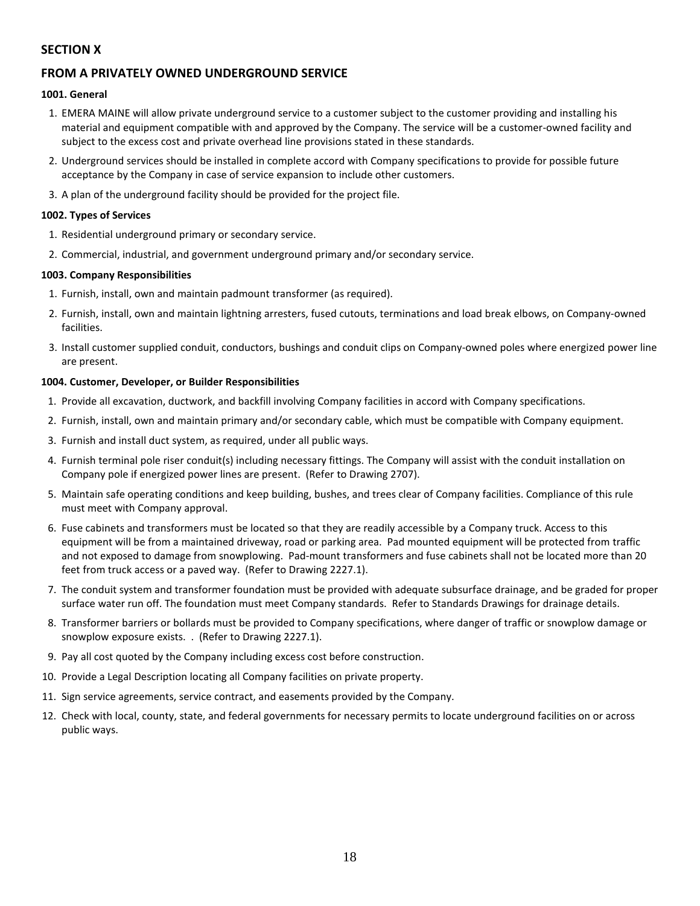## SECTION X

## FROM A PRIVATELY OWNED UNDERGROUND SERVICE

**1001. General**

1. EMERA MAINE will allow private underground service to a customer subject to the customer providing and installing his material and equipment compatible with and approved by the Company. The service will be a customer-owned facility and subject to the excess cost and private overhead line provisions stated in these standards.
2. Underground services should be installed in complete accord with Company specifications to provide for possible future acceptance by the Company in case of service expansion to include other customers.
3. A plan of the underground facility should be provided for the project file.

**1002. Types of Services**

1. Residential underground primary or secondary service.
2. Commercial, industrial, and government underground primary and/or secondary service.

**1003. Company Responsibilities**

1. Furnish, install, own and maintain padmount transformer (as required).
2. Furnish, install, own and maintain lightning arresters, fused cutouts, terminations and load break elbows, on Company-owned facilities.
3. Install customer supplied conduit, conductors, bushings and conduit clips on Company-owned poles where energized power line are present.

**1004. Customer, Developer, or Builder Responsibilities**

1. Provide all excavation, ductwork, and backfill involving Company facilities in accord with Company specifications.
2. Furnish, install, own and maintain primary and/or secondary cable, which must be compatible with Company equipment.
3. Furnish and install duct system, as required, under all public ways.
4. Furnish terminal pole riser conduit(s) including necessary fittings. The Company will assist with the conduit installation on Company pole if energized power lines are present. (Refer to Drawing 2707).
5. Maintain safe operating conditions and keep building, bushes, and trees clear of Company facilities. Compliance of this rule must meet with Company approval.
6. Fuse cabinets and transformers must be located so that they are readily accessible by a Company truck. Access to this equipment will be from a maintained driveway, road or parking area. Pad mounted equipment will be protected from traffic and not exposed to damage from snowplowing. Pad-mount transformers and fuse cabinets shall not be located more than 20 feet from truck access or a paved way. (Refer to Drawing 2227.1).
7. The conduit system and transformer foundation must be provided with adequate subsurface drainage, and be graded for proper surface water run off. The foundation must meet Company standards. Refer to Standards Drawings for drainage details.
8. Transformer barriers or bollards must be provided to Company specifications, where danger of traffic or snowplow damage or snowplow exposure exists. . (Refer to Drawing 2227.1).
9. Pay all cost quoted by the Company including excess cost before construction.
10. Provide a Legal Description locating all Company facilities on private property.
11. Sign service agreements, service contract, and easements provided by the Company.
12. Check with local, county, state, and federal governments for necessary permits to locate underground facilities on or across public ways.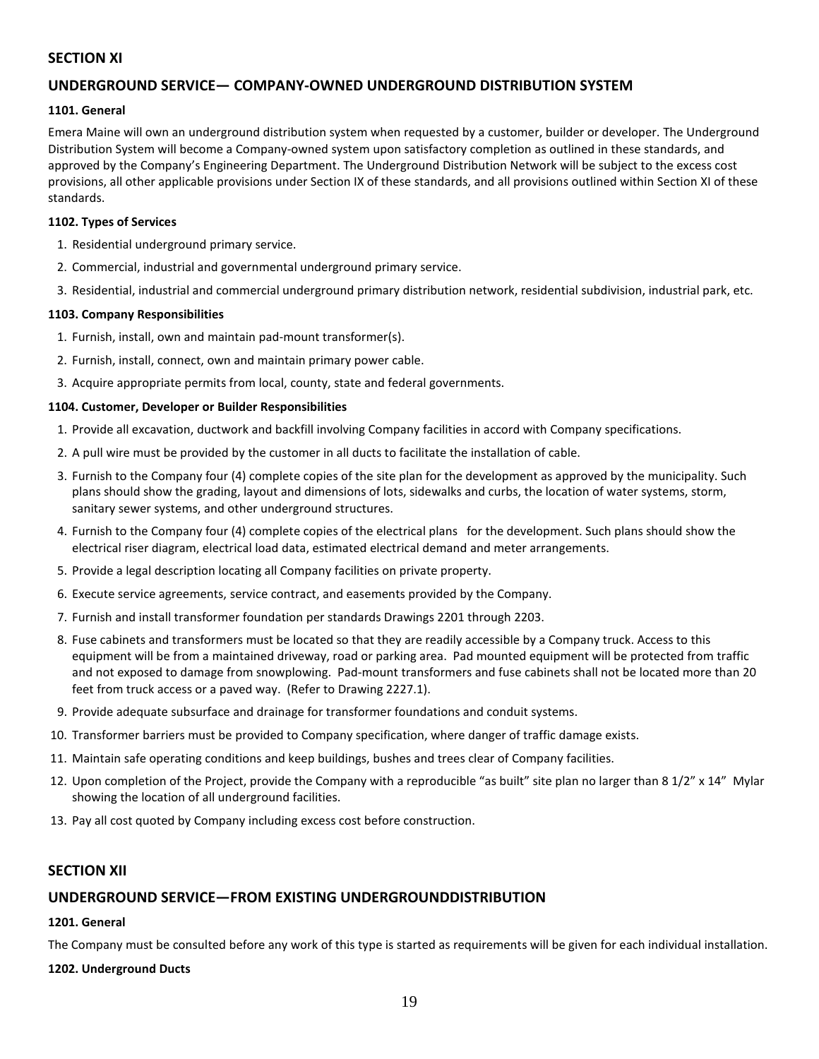## SECTION XI

## UNDERGROUND SERVICE— COMPANY-OWNED UNDERGROUND DISTRIBUTION SYSTEM

### 1101. General

Emera Maine will own an underground distribution system when requested by a customer, builder or developer. The Underground Distribution System will become a Company-owned system upon satisfactory completion as outlined in these standards, and approved by the Company's Engineering Department. The Underground Distribution Network will be subject to the excess cost provisions, all other applicable provisions under Section IX of these standards, and all provisions outlined within Section XI of these standards.

### 1102. Types of Services

1. Residential underground primary service.
2. Commercial, industrial and governmental underground primary service.
3. Residential, industrial and commercial underground primary distribution network, residential subdivision, industrial park, etc.

### 1103. Company Responsibilities

1. Furnish, install, own and maintain pad-mount transformer(s).
2. Furnish, install, connect, own and maintain primary power cable.
3. Acquire appropriate permits from local, county, state and federal governments.

### 1104. Customer, Developer or Builder Responsibilities

1. Provide all excavation, ductwork and backfill involving Company facilities in accord with Company specifications.
2. A pull wire must be provided by the customer in all ducts to facilitate the installation of cable.
3. Furnish to the Company four (4) complete copies of the site plan for the development as approved by the municipality. Such plans should show the grading, layout and dimensions of lots, sidewalks and curbs, the location of water systems, storm, sanitary sewer systems, and other underground structures.
4. Furnish to the Company four (4) complete copies of the electrical plans for the development. Such plans should show the electrical riser diagram, electrical load data, estimated electrical demand and meter arrangements.
5. Provide a legal description locating all Company facilities on private property.
6. Execute service agreements, service contract, and easements provided by the Company.
7. Furnish and install transformer foundation per standards Drawings 2201 through 2203.
8. Fuse cabinets and transformers must be located so that they are readily accessible by a Company truck. Access to this equipment will be from a maintained driveway, road or parking area. Pad mounted equipment will be protected from traffic and not exposed to damage from snowplowing. Pad-mount transformers and fuse cabinets shall not be located more than 20 feet from truck access or a paved way. (Refer to Drawing 2227.1).
9. Provide adequate subsurface and drainage for transformer foundations and conduit systems.
10. Transformer barriers must be provided to Company specification, where danger of traffic damage exists.
11. Maintain safe operating conditions and keep buildings, bushes and trees clear of Company facilities.
12. Upon completion of the Project, provide the Company with a reproducible "as built" site plan no larger than 8 1/2" x 14" Mylar showing the location of all underground facilities.
13. Pay all cost quoted by Company including excess cost before construction.

## SECTION XII

## UNDERGROUND SERVICE—FROM EXISTING UNDERGROUNDDISTRIBUTION

### 1201. General

The Company must be consulted before any work of this type is started as requirements will be given for each individual installation.

### 1202. Underground Ducts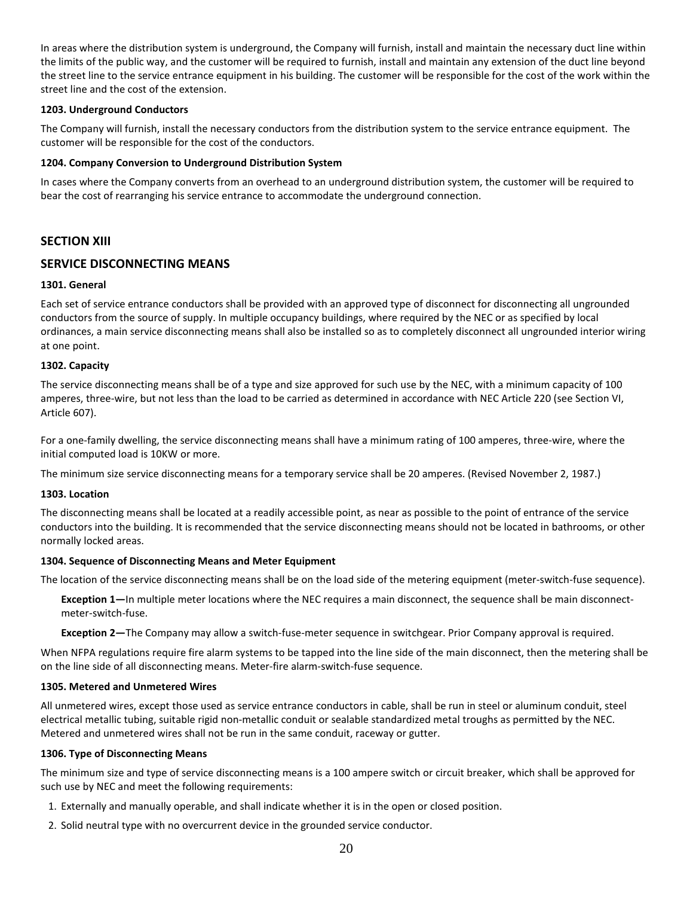In areas where the distribution system is underground, the Company will furnish, install and maintain the necessary duct line within the limits of the public way, and the customer will be required to furnish, install and maintain any extension of the duct line beyond the street line to the service entrance equipment in his building. The customer will be responsible for the cost of the work within the street line and the cost of the extension.

#### 1203. Underground Conductors

The Company will furnish, install the necessary conductors from the distribution system to the service entrance equipment. The customer will be responsible for the cost of the conductors.

#### 1204. Company Conversion to Underground Distribution System

In cases where the Company converts from an overhead to an underground distribution system, the customer will be required to bear the cost of rearranging his service entrance to accommodate the underground connection.

## SECTION XIII

## SERVICE DISCONNECTING MEANS

#### 1301. General

Each set of service entrance conductors shall be provided with an approved type of disconnect for disconnecting all ungrounded conductors from the source of supply. In multiple occupancy buildings, where required by the NEC or as specified by local ordinances, a main service disconnecting means shall also be installed so as to completely disconnect all ungrounded interior wiring at one point.

#### 1302. Capacity

The service disconnecting means shall be of a type and size approved for such use by the NEC, with a minimum capacity of 100 amperes, three-wire, but not less than the load to be carried as determined in accordance with NEC Article 220 (see Section VI, Article 607).

For a one-family dwelling, the service disconnecting means shall have a minimum rating of 100 amperes, three-wire, where the initial computed load is 10KW or more.

The minimum size service disconnecting means for a temporary service shall be 20 amperes. (Revised November 2, 1987.)

#### 1303. Location

The disconnecting means shall be located at a readily accessible point, as near as possible to the point of entrance of the service conductors into the building. It is recommended that the service disconnecting means should not be located in bathrooms, or other normally locked areas.

#### 1304. Sequence of Disconnecting Means and Meter Equipment

The location of the service disconnecting means shall be on the load side of the metering equipment (meter-switch-fuse sequence).

> **Exception 1—**In multiple meter locations where the NEC requires a main disconnect, the sequence shall be main disconnect-meter-switch-fuse.
>
> **Exception 2—**The Company may allow a switch-fuse-meter sequence in switchgear. Prior Company approval is required.

When NFPA regulations require fire alarm systems to be tapped into the line side of the main disconnect, then the metering shall be on the line side of all disconnecting means. Meter-fire alarm-switch-fuse sequence.

#### 1305. Metered and Unmetered Wires

All unmetered wires, except those used as service entrance conductors in cable, shall be run in steel or aluminum conduit, steel electrical metallic tubing, suitable rigid non-metallic conduit or sealable standardized metal troughs as permitted by the NEC. Metered and unmetered wires shall not be run in the same conduit, raceway or gutter.

#### 1306. Type of Disconnecting Means

The minimum size and type of service disconnecting means is a 100 ampere switch or circuit breaker, which shall be approved for such use by NEC and meet the following requirements:

1. Externally and manually operable, and shall indicate whether it is in the open or closed position.
2. Solid neutral type with no overcurrent device in the grounded service conductor.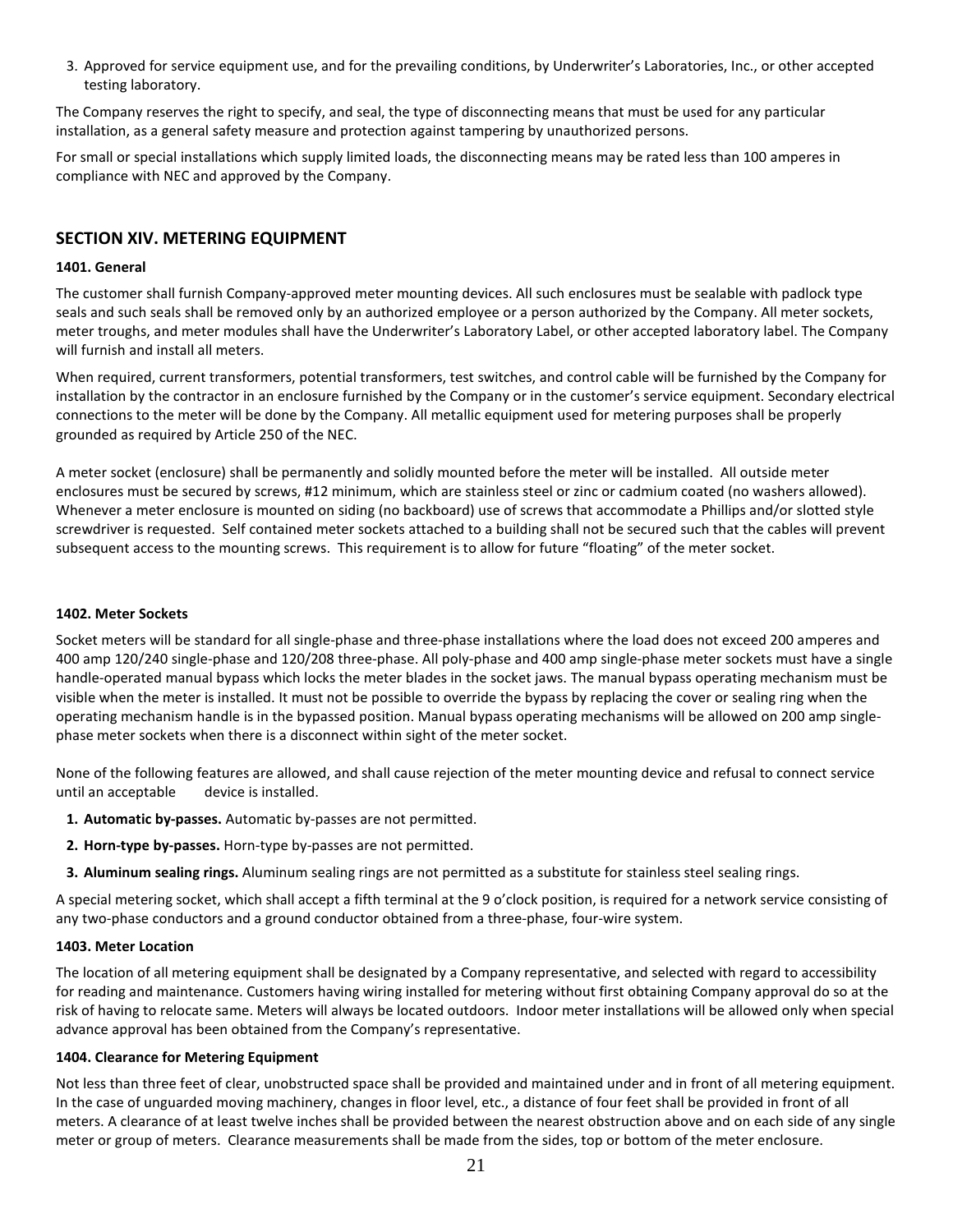3. Approved for service equipment use, and for the prevailing conditions, by Underwriter's Laboratories, Inc., or other accepted testing laboratory.

The Company reserves the right to specify, and seal, the type of disconnecting means that must be used for any particular installation, as a general safety measure and protection against tampering by unauthorized persons.

For small or special installations which supply limited loads, the disconnecting means may be rated less than 100 amperes in compliance with NEC and approved by the Company.

## SECTION XIV. METERING EQUIPMENT

### 1401. General

The customer shall furnish Company-approved meter mounting devices. All such enclosures must be sealable with padlock type seals and such seals shall be removed only by an authorized employee or a person authorized by the Company. All meter sockets, meter troughs, and meter modules shall have the Underwriter's Laboratory Label, or other accepted laboratory label. The Company will furnish and install all meters.

When required, current transformers, potential transformers, test switches, and control cable will be furnished by the Company for installation by the contractor in an enclosure furnished by the Company or in the customer's service equipment. Secondary electrical connections to the meter will be done by the Company. All metallic equipment used for metering purposes shall be properly grounded as required by Article 250 of the NEC.

A meter socket (enclosure) shall be permanently and solidly mounted before the meter will be installed. All outside meter enclosures must be secured by screws, #12 minimum, which are stainless steel or zinc or cadmium coated (no washers allowed). Whenever a meter enclosure is mounted on siding (no backboard) use of screws that accommodate a Phillips and/or slotted style screwdriver is requested. Self contained meter sockets attached to a building shall not be secured such that the cables will prevent subsequent access to the mounting screws. This requirement is to allow for future "floating" of the meter socket.

### 1402. Meter Sockets

Socket meters will be standard for all single-phase and three-phase installations where the load does not exceed 200 amperes and 400 amp 120/240 single-phase and 120/208 three-phase. All poly-phase and 400 amp single-phase meter sockets must have a single handle-operated manual bypass which locks the meter blades in the socket jaws. The manual bypass operating mechanism must be visible when the meter is installed. It must not be possible to override the bypass by replacing the cover or sealing ring when the operating mechanism handle is in the bypassed position. Manual bypass operating mechanisms will be allowed on 200 amp single-phase meter sockets when there is a disconnect within sight of the meter socket.

None of the following features are allowed, and shall cause rejection of the meter mounting device and refusal to connect service until an acceptable device is installed.

1. **Automatic by-passes.** Automatic by-passes are not permitted.
2. **Horn-type by-passes.** Horn-type by-passes are not permitted.
3. **Aluminum sealing rings.** Aluminum sealing rings are not permitted as a substitute for stainless steel sealing rings.

A special metering socket, which shall accept a fifth terminal at the 9 o'clock position, is required for a network service consisting of any two-phase conductors and a ground conductor obtained from a three-phase, four-wire system.

### 1403. Meter Location

The location of all metering equipment shall be designated by a Company representative, and selected with regard to accessibility for reading and maintenance. Customers having wiring installed for metering without first obtaining Company approval do so at the risk of having to relocate same. Meters will always be located outdoors. Indoor meter installations will be allowed only when special advance approval has been obtained from the Company's representative.

### 1404. Clearance for Metering Equipment

Not less than three feet of clear, unobstructed space shall be provided and maintained under and in front of all metering equipment. In the case of unguarded moving machinery, changes in floor level, etc., a distance of four feet shall be provided in front of all meters. A clearance of at least twelve inches shall be provided between the nearest obstruction above and on each side of any single meter or group of meters. Clearance measurements shall be made from the sides, top or bottom of the meter enclosure.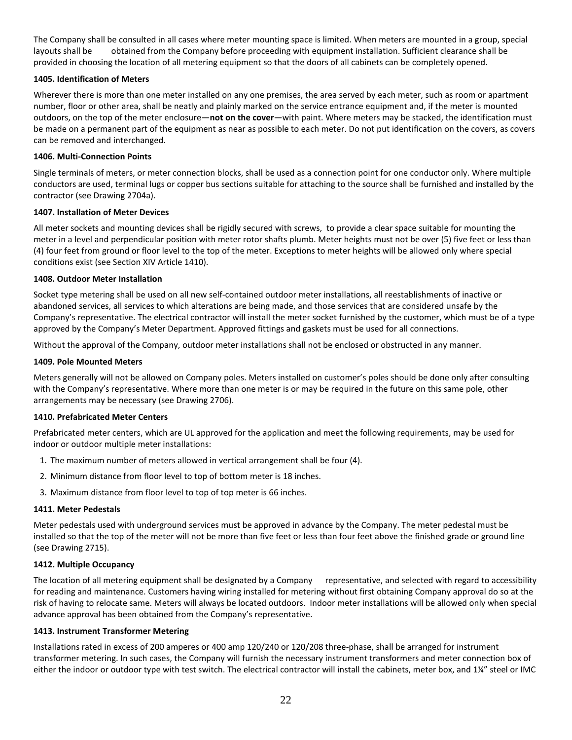The Company shall be consulted in all cases where meter mounting space is limited. When meters are mounted in a group, special layouts shall be obtained from the Company before proceeding with equipment installation. Sufficient clearance shall be provided in choosing the location of all metering equipment so that the doors of all cabinets can be completely opened.

**1405. Identification of Meters**

Wherever there is more than one meter installed on any one premises, the area served by each meter, such as room or apartment number, floor or other area, shall be neatly and plainly marked on the service entrance equipment and, if the meter is mounted outdoors, on the top of the meter enclosure—**not on the cover**—with paint. Where meters may be stacked, the identification must be made on a permanent part of the equipment as near as possible to each meter. Do not put identification on the covers, as covers can be removed and interchanged.

**1406. Multi-Connection Points**

Single terminals of meters, or meter connection blocks, shall be used as a connection point for one conductor only. Where multiple conductors are used, terminal lugs or copper bus sections suitable for attaching to the source shall be furnished and installed by the contractor (see Drawing 2704a).

**1407. Installation of Meter Devices**

All meter sockets and mounting devices shall be rigidly secured with screws, to provide a clear space suitable for mounting the meter in a level and perpendicular position with meter rotor shafts plumb. Meter heights must not be over (5) five feet or less than (4) four feet from ground or floor level to the top of the meter. Exceptions to meter heights will be allowed only where special conditions exist (see Section XIV Article 1410).

**1408. Outdoor Meter Installation**

Socket type metering shall be used on all new self-contained outdoor meter installations, all reestablishments of inactive or abandoned services, all services to which alterations are being made, and those services that are considered unsafe by the Company's representative. The electrical contractor will install the meter socket furnished by the customer, which must be of a type approved by the Company's Meter Department. Approved fittings and gaskets must be used for all connections.

Without the approval of the Company, outdoor meter installations shall not be enclosed or obstructed in any manner.

**1409. Pole Mounted Meters**

Meters generally will not be allowed on Company poles. Meters installed on customer's poles should be done only after consulting with the Company's representative. Where more than one meter is or may be required in the future on this same pole, other arrangements may be necessary (see Drawing 2706).

**1410. Prefabricated Meter Centers**

Prefabricated meter centers, which are UL approved for the application and meet the following requirements, may be used for indoor or outdoor multiple meter installations:

1. The maximum number of meters allowed in vertical arrangement shall be four (4).
2. Minimum distance from floor level to top of bottom meter is 18 inches.
3. Maximum distance from floor level to top of top meter is 66 inches.

**1411. Meter Pedestals**

Meter pedestals used with underground services must be approved in advance by the Company. The meter pedestal must be installed so that the top of the meter will not be more than five feet or less than four feet above the finished grade or ground line (see Drawing 2715).

**1412. Multiple Occupancy**

The location of all metering equipment shall be designated by a Company representative, and selected with regard to accessibility for reading and maintenance. Customers having wiring installed for metering without first obtaining Company approval do so at the risk of having to relocate same. Meters will always be located outdoors. Indoor meter installations will be allowed only when special advance approval has been obtained from the Company's representative.

**1413. Instrument Transformer Metering**

Installations rated in excess of 200 amperes or 400 amp 120/240 or 120/208 three-phase, shall be arranged for instrument transformer metering. In such cases, the Company will furnish the necessary instrument transformers and meter connection box of either the indoor or outdoor type with test switch. The electrical contractor will install the cabinets, meter box, and 1¼" steel or IMC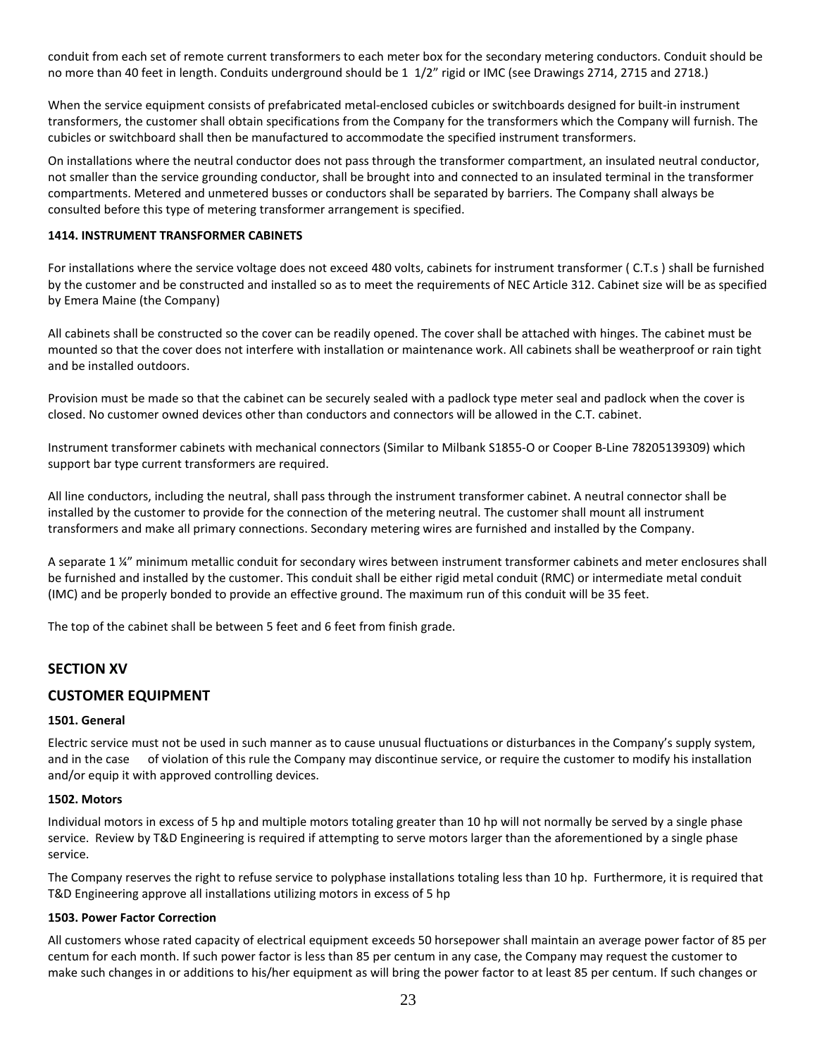conduit from each set of remote current transformers to each meter box for the secondary metering conductors. Conduit should be no more than 40 feet in length. Conduits underground should be 1 1/2" rigid or IMC (see Drawings 2714, 2715 and 2718.)

When the service equipment consists of prefabricated metal-enclosed cubicles or switchboards designed for built-in instrument transformers, the customer shall obtain specifications from the Company for the transformers which the Company will furnish. The cubicles or switchboard shall then be manufactured to accommodate the specified instrument transformers.

On installations where the neutral conductor does not pass through the transformer compartment, an insulated neutral conductor, not smaller than the service grounding conductor, shall be brought into and connected to an insulated terminal in the transformer compartments. Metered and unmetered busses or conductors shall be separated by barriers. The Company shall always be consulted before this type of metering transformer arrangement is specified.

**1414. INSTRUMENT TRANSFORMER CABINETS**

For installations where the service voltage does not exceed 480 volts, cabinets for instrument transformer ( C.T.s ) shall be furnished by the customer and be constructed and installed so as to meet the requirements of NEC Article 312. Cabinet size will be as specified by Emera Maine (the Company)

All cabinets shall be constructed so the cover can be readily opened. The cover shall be attached with hinges. The cabinet must be mounted so that the cover does not interfere with installation or maintenance work. All cabinets shall be weatherproof or rain tight and be installed outdoors.

Provision must be made so that the cabinet can be securely sealed with a padlock type meter seal and padlock when the cover is closed. No customer owned devices other than conductors and connectors will be allowed in the C.T. cabinet.

Instrument transformer cabinets with mechanical connectors (Similar to Milbank S1855-O or Cooper B-Line 78205139309) which support bar type current transformers are required.

All line conductors, including the neutral, shall pass through the instrument transformer cabinet. A neutral connector shall be installed by the customer to provide for the connection of the metering neutral. The customer shall mount all instrument transformers and make all primary connections. Secondary metering wires are furnished and installed by the Company.

A separate 1 ¼" minimum metallic conduit for secondary wires between instrument transformer cabinets and meter enclosures shall be furnished and installed by the customer. This conduit shall be either rigid metal conduit (RMC) or intermediate metal conduit (IMC) and be properly bonded to provide an effective ground. The maximum run of this conduit will be 35 feet.

The top of the cabinet shall be between 5 feet and 6 feet from finish grade.

## SECTION XV

## CUSTOMER EQUIPMENT

**1501. General**

Electric service must not be used in such manner as to cause unusual fluctuations or disturbances in the Company's supply system, and in the case of violation of this rule the Company may discontinue service, or require the customer to modify his installation and/or equip it with approved controlling devices.

**1502. Motors**

Individual motors in excess of 5 hp and multiple motors totaling greater than 10 hp will not normally be served by a single phase service. Review by T&D Engineering is required if attempting to serve motors larger than the aforementioned by a single phase service.

The Company reserves the right to refuse service to polyphase installations totaling less than 10 hp. Furthermore, it is required that T&D Engineering approve all installations utilizing motors in excess of 5 hp

**1503. Power Factor Correction**

All customers whose rated capacity of electrical equipment exceeds 50 horsepower shall maintain an average power factor of 85 per centum for each month. If such power factor is less than 85 per centum in any case, the Company may request the customer to make such changes in or additions to his/her equipment as will bring the power factor to at least 85 per centum. If such changes or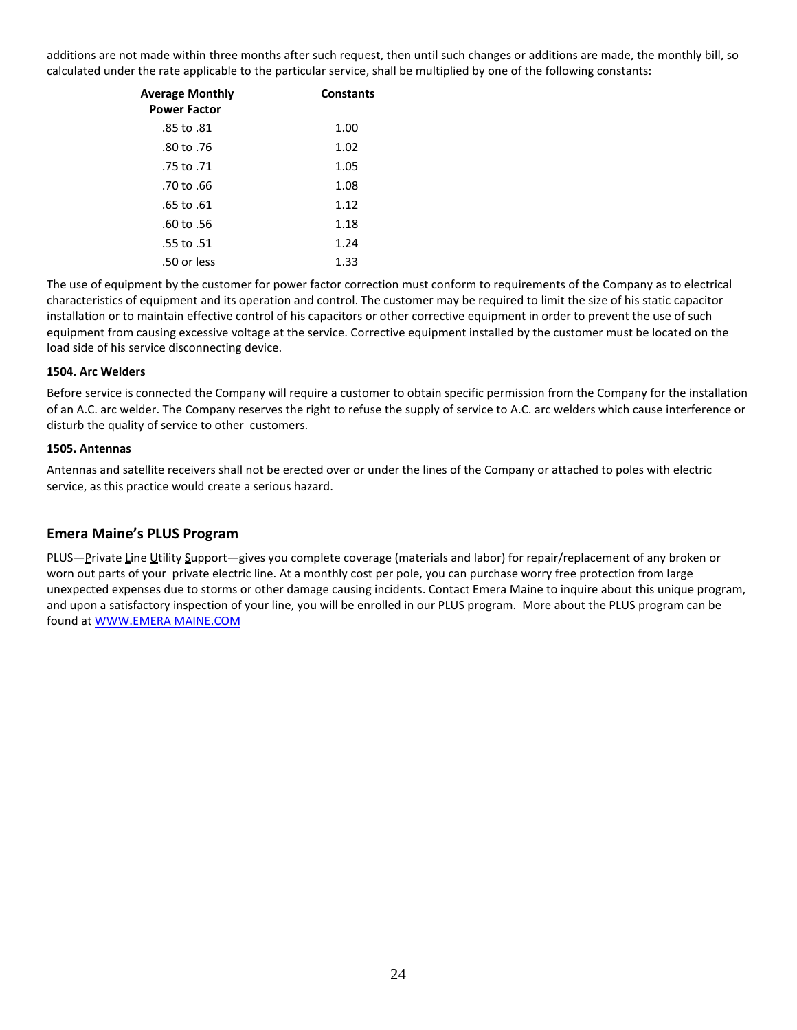additions are not made within three months after such request, then until such changes or additions are made, the monthly bill, so calculated under the rate applicable to the particular service, shall be multiplied by one of the following constants:

| Average Monthly Power Factor | Constants |
|---|---|
| .85 to .81 | 1.00 |
| .80 to .76 | 1.02 |
| .75 to .71 | 1.05 |
| .70 to .66 | 1.08 |
| .65 to .61 | 1.12 |
| .60 to .56 | 1.18 |
| .55 to .51 | 1.24 |
| .50 or less | 1.33 |

The use of equipment by the customer for power factor correction must conform to requirements of the Company as to electrical characteristics of equipment and its operation and control. The customer may be required to limit the size of his static capacitor installation or to maintain effective control of his capacitors or other corrective equipment in order to prevent the use of such equipment from causing excessive voltage at the service. Corrective equipment installed by the customer must be located on the load side of his service disconnecting device.

**1504. Arc Welders**

Before service is connected the Company will require a customer to obtain specific permission from the Company for the installation of an A.C. arc welder. The Company reserves the right to refuse the supply of service to A.C. arc welders which cause interference or disturb the quality of service to other customers.

**1505. Antennas**

Antennas and satellite receivers shall not be erected over or under the lines of the Company or attached to poles with electric service, as this practice would create a serious hazard.

## Emera Maine's PLUS Program

PLUS—Private Line Utility Support—gives you complete coverage (materials and labor) for repair/replacement of any broken or worn out parts of your private electric line. At a monthly cost per pole, you can purchase worry free protection from large unexpected expenses due to storms or other damage causing incidents. Contact Emera Maine to inquire about this unique program, and upon a satisfactory inspection of your line, you will be enrolled in our PLUS program. More about the PLUS program can be found at WWW.EMERA MAINE.COM